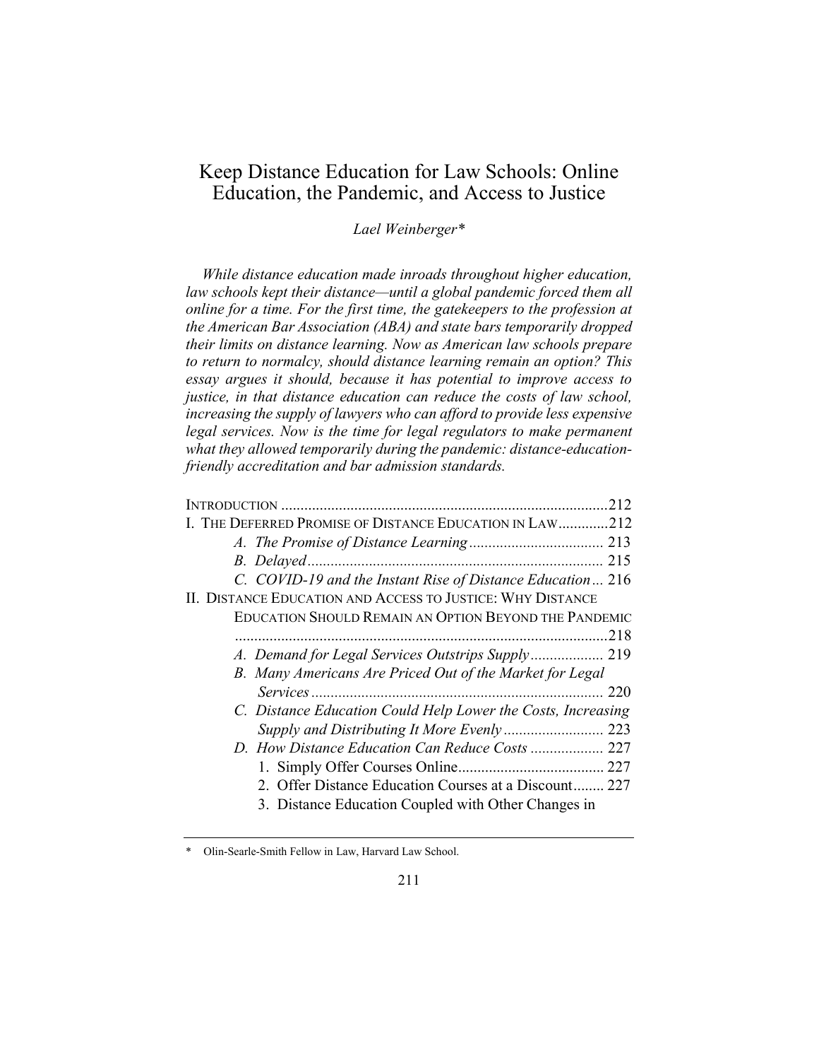# Keep Distance Education for Law Schools: Online Education, the Pandemic, and Access to Justice

*Lael Weinberger\**

*While distance education made inroads throughout higher education, law schools kept their distance—until a global pandemic forced them all online for a time. For the first time, the gatekeepers to the profession at the American Bar Association (ABA) and state bars temporarily dropped their limits on distance learning. Now as American law schools prepare to return to normalcy, should distance learning remain an option? This essay argues it should, because it has potential to improve access to justice, in that distance education can reduce the costs of law school, increasing the supply of lawyers who can afford to provide less expensive legal services. Now is the time for legal regulators to make permanent what they allowed temporarily during the pandemic: distance-education-friendly accreditation and bar admission standards.*

INTRODUCTION .................................................................................... 212

I. THE DEFERRED PROMISE OF DISTANCE EDUCATION IN LAW ............ 212

- *A. The Promise of Distance Learning* .................................. 213
- *B. Delayed* ............................................................................ 215
- *C. COVID-19 and the Instant Rise of Distance Education* ... 216

II. DISTANCE EDUCATION AND ACCESS TO JUSTICE: WHY DISTANCE EDUCATION SHOULD REMAIN AN OPTION BEYOND THE PANDEMIC ................................................................................................ 218

- *A. Demand for Legal Services Outstrips Supply* ................... 219
- *B. Many Americans Are Priced Out of the Market for Legal Services* ........................................................................... 220
- *C. Distance Education Could Help Lower the Costs, Increasing Supply and Distributing It More Evenly* .......................... 223
- *D. How Distance Education Can Reduce Costs* ................... 227
  1. Simply Offer Courses Online ...................................... 227
  2. Offer Distance Education Courses at a Discount ........ 227
  3. Distance Education Coupled with Other Changes in

---

\* Olin-Searle-Smith Fellow in Law, Harvard Law School.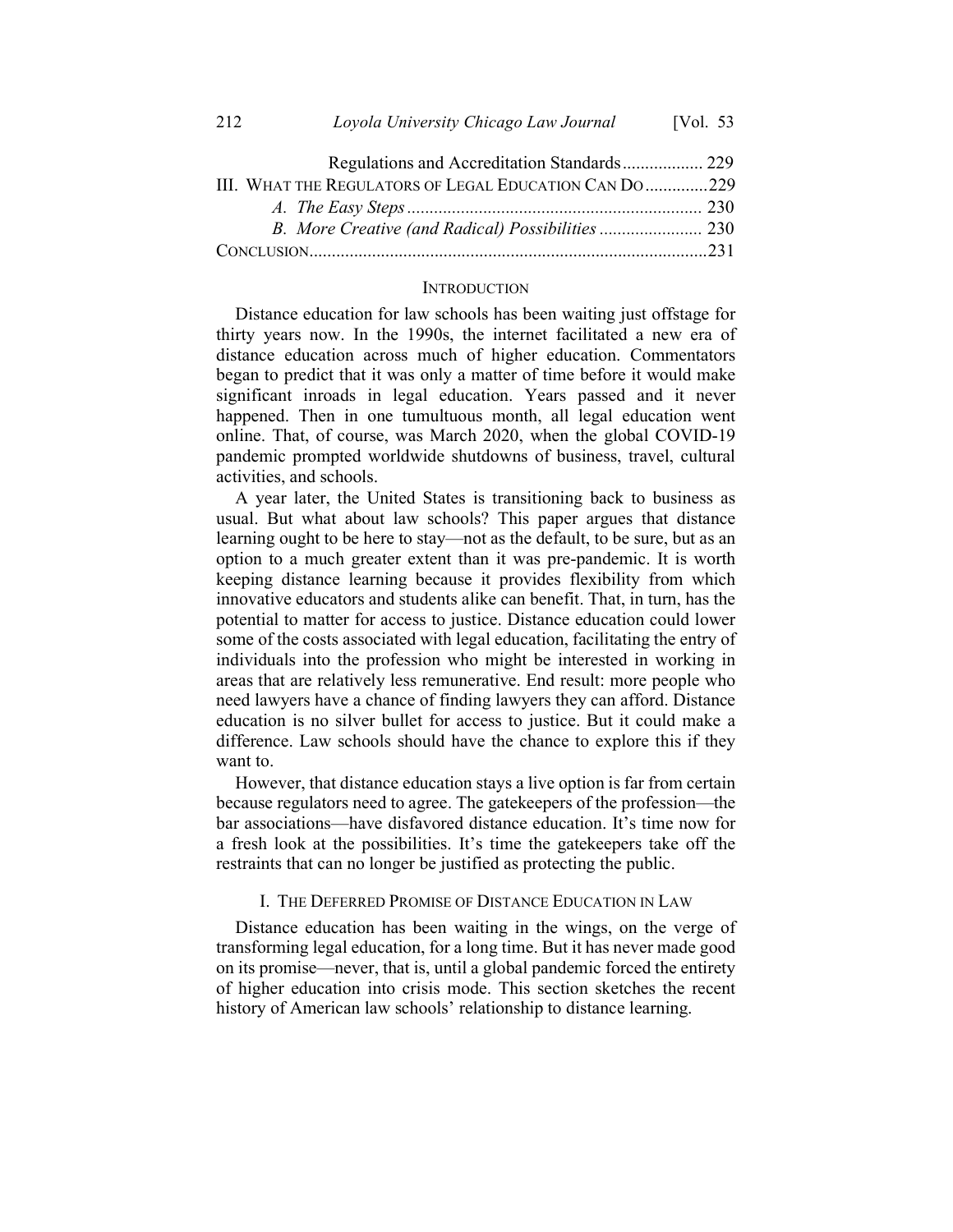Regulations and Accreditation Standards .................. 229
III. What the Regulators of Legal Education Can Do .............229
*A. The Easy Steps* ................................................................. 230
*B. More Creative (and Radical) Possibilities* ....................... 230
Conclusion.........................................................................................231

## Introduction

Distance education for law schools has been waiting just offstage for thirty years now. In the 1990s, the internet facilitated a new era of distance education across much of higher education. Commentators began to predict that it was only a matter of time before it would make significant inroads in legal education. Years passed and it never happened. Then in one tumultuous month, all legal education went online. That, of course, was March 2020, when the global COVID-19 pandemic prompted worldwide shutdowns of business, travel, cultural activities, and schools.

A year later, the United States is transitioning back to business as usual. But what about law schools? This paper argues that distance learning ought to be here to stay—not as the default, to be sure, but as an option to a much greater extent than it was pre-pandemic. It is worth keeping distance learning because it provides flexibility from which innovative educators and students alike can benefit. That, in turn, has the potential to matter for access to justice. Distance education could lower some of the costs associated with legal education, facilitating the entry of individuals into the profession who might be interested in working in areas that are relatively less remunerative. End result: more people who need lawyers have a chance of finding lawyers they can afford. Distance education is no silver bullet for access to justice. But it could make a difference. Law schools should have the chance to explore this if they want to.

However, that distance education stays a live option is far from certain because regulators need to agree. The gatekeepers of the profession—the bar associations—have disfavored distance education. It's time now for a fresh look at the possibilities. It's time the gatekeepers take off the restraints that can no longer be justified as protecting the public.

## I. The Deferred Promise of Distance Education in Law

Distance education has been waiting in the wings, on the verge of transforming legal education, for a long time. But it has never made good on its promise—never, that is, until a global pandemic forced the entirety of higher education into crisis mode. This section sketches the recent history of American law schools' relationship to distance learning.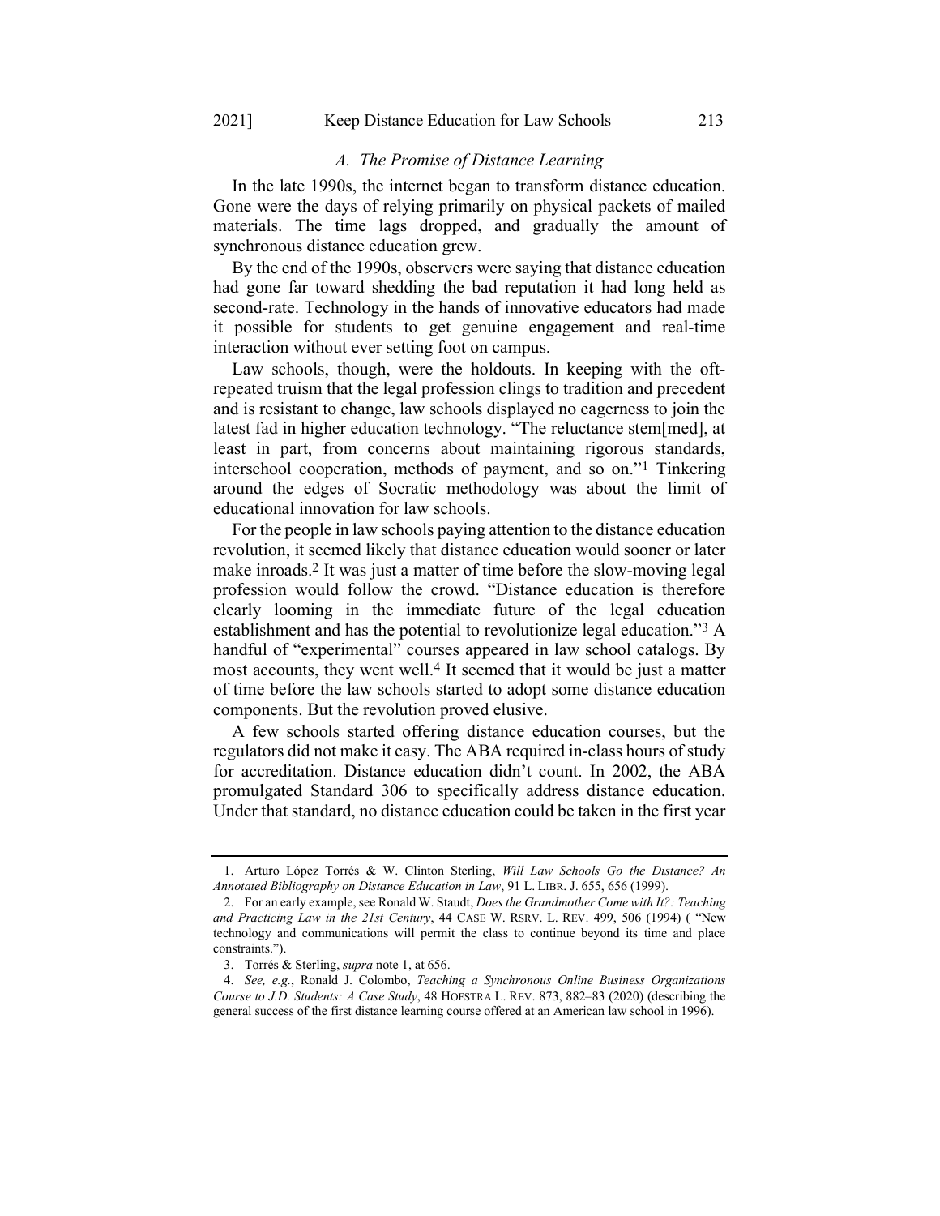### *A. The Promise of Distance Learning*

In the late 1990s, the internet began to transform distance education. Gone were the days of relying primarily on physical packets of mailed materials. The time lags dropped, and gradually the amount of synchronous distance education grew.

By the end of the 1990s, observers were saying that distance education had gone far toward shedding the bad reputation it had long held as second-rate. Technology in the hands of innovative educators had made it possible for students to get genuine engagement and real-time interaction without ever setting foot on campus.

Law schools, though, were the holdouts. In keeping with the oft-repeated truism that the legal profession clings to tradition and precedent and is resistant to change, law schools displayed no eagerness to join the latest fad in higher education technology. "The reluctance stem[med], at least in part, from concerns about maintaining rigorous standards, interschool cooperation, methods of payment, and so on."[1] Tinkering around the edges of Socratic methodology was about the limit of educational innovation for law schools.

For the people in law schools paying attention to the distance education revolution, it seemed likely that distance education would sooner or later make inroads.[2] It was just a matter of time before the slow-moving legal profession would follow the crowd. "Distance education is therefore clearly looming in the immediate future of the legal education establishment and has the potential to revolutionize legal education."[3] A handful of "experimental" courses appeared in law school catalogs. By most accounts, they went well.[4] It seemed that it would be just a matter of time before the law schools started to adopt some distance education components. But the revolution proved elusive.

A few schools started offering distance education courses, but the regulators did not make it easy. The ABA required in-class hours of study for accreditation. Distance education didn't count. In 2002, the ABA promulgated Standard 306 to specifically address distance education. Under that standard, no distance education could be taken in the first year

---

1. Arturo López Torrés & W. Clinton Sterling, *Will Law Schools Go the Distance? An Annotated Bibliography on Distance Education in Law*, 91 L. LIBR. J. 655, 656 (1999).

2. For an early example, see Ronald W. Staudt, *Does the Grandmother Come with It?: Teaching and Practicing Law in the 21st Century*, 44 CASE W. RSRV. L. REV. 499, 506 (1994) ( "New technology and communications will permit the class to continue beyond its time and place constraints.").

3. Torrés & Sterling, *supra* note 1, at 656.

4. *See, e.g.*, Ronald J. Colombo, *Teaching a Synchronous Online Business Organizations Course to J.D. Students: A Case Study*, 48 HOFSTRA L. REV. 873, 882–83 (2020) (describing the general success of the first distance learning course offered at an American law school in 1996).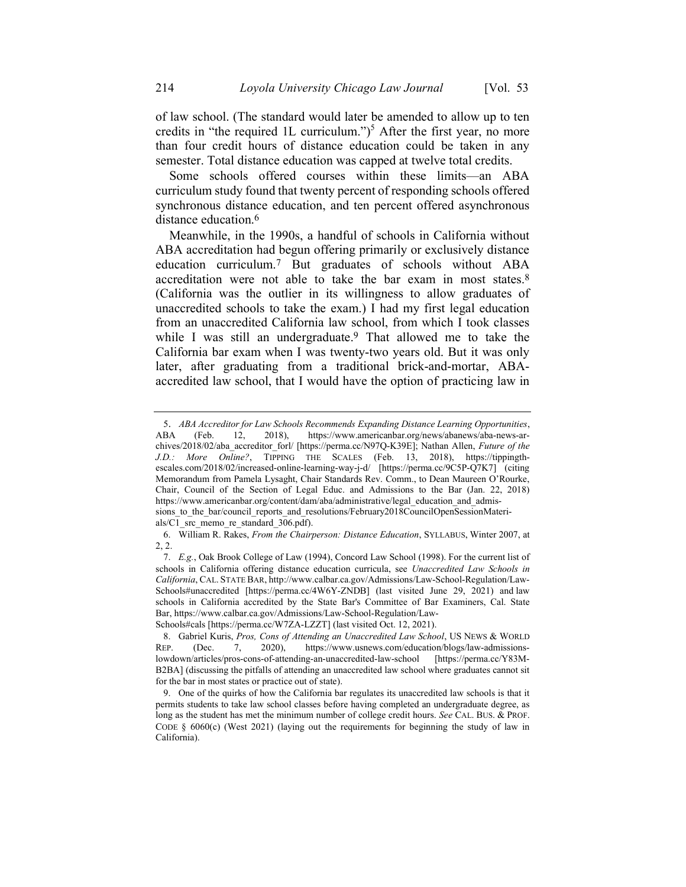of law school. (The standard would later be amended to allow up to ten credits in "the required 1L curriculum.")[5] After the first year, no more than four credit hours of distance education could be taken in any semester. Total distance education was capped at twelve total credits.

Some schools offered courses within these limits—an ABA curriculum study found that twenty percent of responding schools offered synchronous distance education, and ten percent offered asynchronous distance education.[6]

Meanwhile, in the 1990s, a handful of schools in California without ABA accreditation had begun offering primarily or exclusively distance education curriculum.[7] But graduates of schools without ABA accreditation were not able to take the bar exam in most states.[8] (California was the outlier in its willingness to allow graduates of unaccredited schools to take the exam.) I had my first legal education from an unaccredited California law school, from which I took classes while I was still an undergraduate.[9] That allowed me to take the California bar exam when I was twenty-two years old. But it was only later, after graduating from a traditional brick-and-mortar, ABA-accredited law school, that I would have the option of practicing law in

---

5. *ABA Accreditor for Law Schools Recommends Expanding Distance Learning Opportunities*, ABA (Feb. 12, 2018), https://www.americanbar.org/news/abanews/aba-news-archives/2018/02/aba_accreditor_forl/ [https://perma.cc/N97Q-K39E]; Nathan Allen, *Future of the J.D.: More Online?*, TIPPING THE SCALES (Feb. 13, 2018), https://tippingthescales.com/2018/02/increased-online-learning-way-j-d/ [https://perma.cc/9C5P-Q7K7] (citing Memorandum from Pamela Lysaght, Chair Standards Rev. Comm., to Dean Maureen O'Rourke, Chair, Council of the Section of Legal Educ. and Admissions to the Bar (Jan. 22, 2018) https://www.americanbar.org/content/dam/aba/administrative/legal_education_and_admissions_to_the_bar/council_reports_and_resolutions/February2018CouncilOpenSessionMaterials/C1_src_memo_re_standard_306.pdf).

6. William R. Rakes, *From the Chairperson: Distance Education*, SYLLABUS, Winter 2007, at 2, 2.

7. *E.g.*, Oak Brook College of Law (1994), Concord Law School (1998). For the current list of schools in California offering distance education curricula, see *Unaccredited Law Schools in California*, CAL. STATE BAR, http://www.calbar.ca.gov/Admissions/Law-School-Regulation/Law-Schools#unaccredited [https://perma.cc/4W6Y-ZNDB] (last visited June 29, 2021) and law schools in California accredited by the State Bar's Committee of Bar Examiners, Cal. State Bar, https://www.calbar.ca.gov/Admissions/Law-School-Regulation/Law-Schools#cals [https://perma.cc/W7ZA-LZZT] (last visited Oct. 12, 2021).

8. Gabriel Kuris, *Pros, Cons of Attending an Unaccredited Law School*, US NEWS & WORLD REP. (Dec. 7, 2020), https://www.usnews.com/education/blogs/law-admissions-lowdown/articles/pros-cons-of-attending-an-unaccredited-law-school [https://perma.cc/Y83M-B2BA] (discussing the pitfalls of attending an unaccredited law school where graduates cannot sit for the bar in most states or practice out of state).

9. One of the quirks of how the California bar regulates its unaccredited law schools is that it permits students to take law school classes before having completed an undergraduate degree, as long as the student has met the minimum number of college credit hours. *See* CAL. BUS. & PROF. CODE § 6060(c) (West 2021) (laying out the requirements for beginning the study of law in California).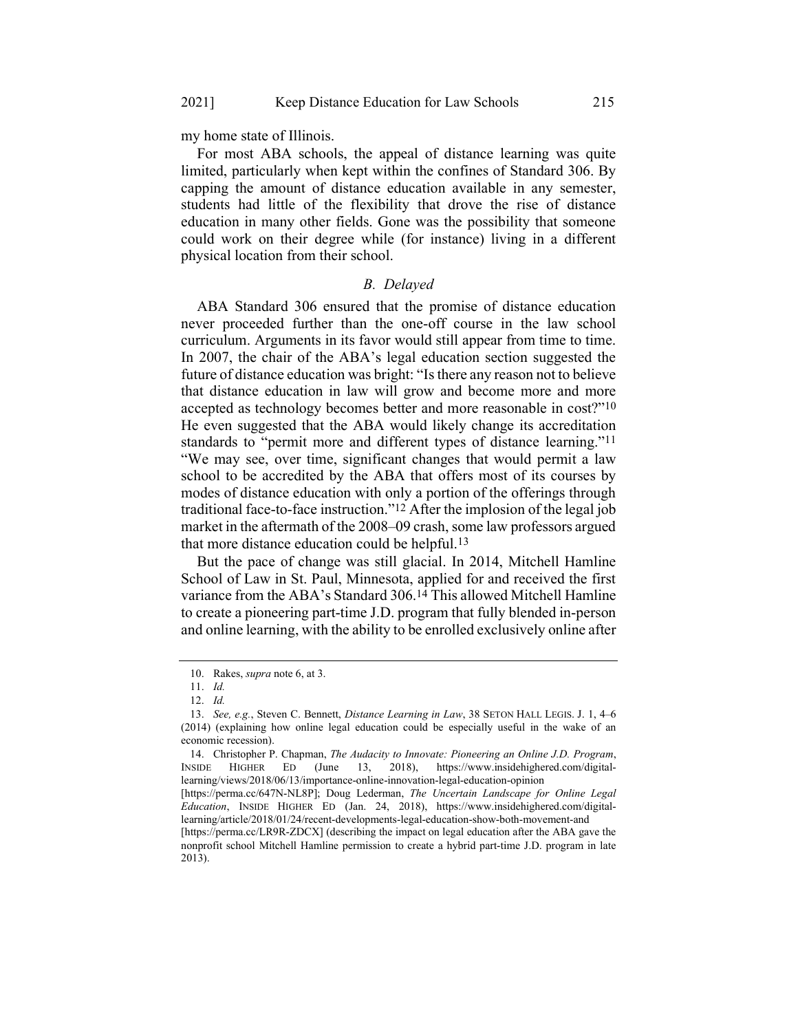my home state of Illinois.

For most ABA schools, the appeal of distance learning was quite limited, particularly when kept within the confines of Standard 306. By capping the amount of distance education available in any semester, students had little of the flexibility that drove the rise of distance education in many other fields. Gone was the possibility that someone could work on their degree while (for instance) living in a different physical location from their school.

### *B. Delayed*

ABA Standard 306 ensured that the promise of distance education never proceeded further than the one-off course in the law school curriculum. Arguments in its favor would still appear from time to time. In 2007, the chair of the ABA's legal education section suggested the future of distance education was bright: "Is there any reason not to believe that distance education in law will grow and become more and more accepted as technology becomes better and more reasonable in cost?"[10] He even suggested that the ABA would likely change its accreditation standards to "permit more and different types of distance learning."[11] "We may see, over time, significant changes that would permit a law school to be accredited by the ABA that offers most of its courses by modes of distance education with only a portion of the offerings through traditional face-to-face instruction."[12] After the implosion of the legal job market in the aftermath of the 2008–09 crash, some law professors argued that more distance education could be helpful.[13]

But the pace of change was still glacial. In 2014, Mitchell Hamline School of Law in St. Paul, Minnesota, applied for and received the first variance from the ABA's Standard 306.[14] This allowed Mitchell Hamline to create a pioneering part-time J.D. program that fully blended in-person and online learning, with the ability to be enrolled exclusively online after

---

10. Rakes, *supra* note 6, at 3.

11. *Id.*

12. *Id.*

13. *See, e.g.*, Steven C. Bennett, *Distance Learning in Law*, 38 SETON HALL LEGIS. J. 1, 4–6 (2014) (explaining how online legal education could be especially useful in the wake of an economic recession).

14. Christopher P. Chapman, *The Audacity to Innovate: Pioneering an Online J.D. Program*, INSIDE HIGHER ED (June 13, 2018), https://www.insidehighered.com/digital-learning/views/2018/06/13/importance-online-innovation-legal-education-opinion [https://perma.cc/647N-NL8P]; Doug Lederman, *The Uncertain Landscape for Online Legal Education*, INSIDE HIGHER ED (Jan. 24, 2018), https://www.insidehighered.com/digital-learning/article/2018/01/24/recent-developments-legal-education-show-both-movement-and [https://perma.cc/LR9R-ZDCX] (describing the impact on legal education after the ABA gave the nonprofit school Mitchell Hamline permission to create a hybrid part-time J.D. program in late 2013).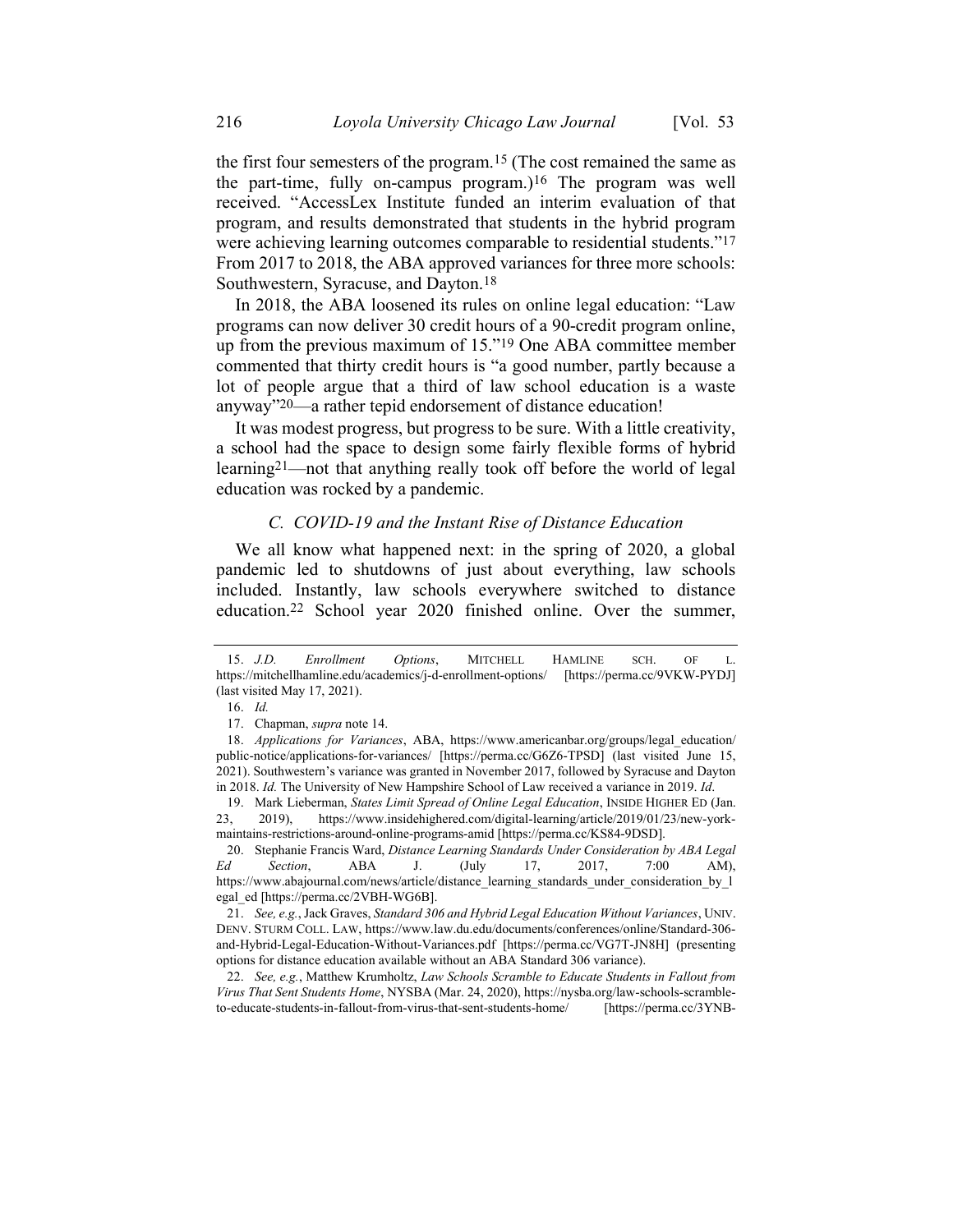the first four semesters of the program.[15] (The cost remained the same as the part-time, fully on-campus program.)[16] The program was well received. "AccessLex Institute funded an interim evaluation of that program, and results demonstrated that students in the hybrid program were achieving learning outcomes comparable to residential students."[17] From 2017 to 2018, the ABA approved variances for three more schools: Southwestern, Syracuse, and Dayton.[18]

In 2018, the ABA loosened its rules on online legal education: "Law programs can now deliver 30 credit hours of a 90-credit program online, up from the previous maximum of 15."[19] One ABA committee member commented that thirty credit hours is "a good number, partly because a lot of people argue that a third of law school education is a waste anyway"[20]—a rather tepid endorsement of distance education!

It was modest progress, but progress to be sure. With a little creativity, a school had the space to design some fairly flexible forms of hybrid learning[21]—not that anything really took off before the world of legal education was rocked by a pandemic.

### *C. COVID-19 and the Instant Rise of Distance Education*

We all know what happened next: in the spring of 2020, a global pandemic led to shutdowns of just about everything, law schools included. Instantly, law schools everywhere switched to distance education.[22] School year 2020 finished online. Over the summer,

---

15. *J.D. Enrollment Options*, MITCHELL HAMLINE SCH. OF L. https://mitchellhamline.edu/academics/j-d-enrollment-options/ [https://perma.cc/9VKW-PYDJ] (last visited May 17, 2021).

16. *Id.*

17. Chapman, *supra* note 14.

18. *Applications for Variances*, ABA, https://www.americanbar.org/groups/legal_education/public-notice/applications-for-variances/ [https://perma.cc/G6Z6-TPSD] (last visited June 15, 2021). Southwestern's variance was granted in November 2017, followed by Syracuse and Dayton in 2018. *Id.* The University of New Hampshire School of Law received a variance in 2019. *Id*.

19. Mark Lieberman, *States Limit Spread of Online Legal Education*, INSIDE HIGHER ED (Jan. 23, 2019), https://www.insidehighered.com/digital-learning/article/2019/01/23/new-york-maintains-restrictions-around-online-programs-amid [https://perma.cc/KS84-9DSD].

20. Stephanie Francis Ward, *Distance Learning Standards Under Consideration by ABA Legal Ed Section*, ABA J. (July 17, 2017, 7:00 AM), https://www.abajournal.com/news/article/distance_learning_standards_under_consideration_by_legal_ed [https://perma.cc/2VBH-WG6B].

21. *See, e.g.*, Jack Graves, *Standard 306 and Hybrid Legal Education Without Variances*, UNIV. DENV. STURM COLL. LAW, https://www.law.du.edu/documents/conferences/online/Standard-306-and-Hybrid-Legal-Education-Without-Variances.pdf [https://perma.cc/VG7T-JN8H] (presenting options for distance education available without an ABA Standard 306 variance).

22. *See, e.g.*, Matthew Krumholtz, *Law Schools Scramble to Educate Students in Fallout from Virus That Sent Students Home*, NYSBA (Mar. 24, 2020), https://nysba.org/law-schools-scramble-to-educate-students-in-fallout-from-virus-that-sent-students-home/ [https://perma.cc/3YNB-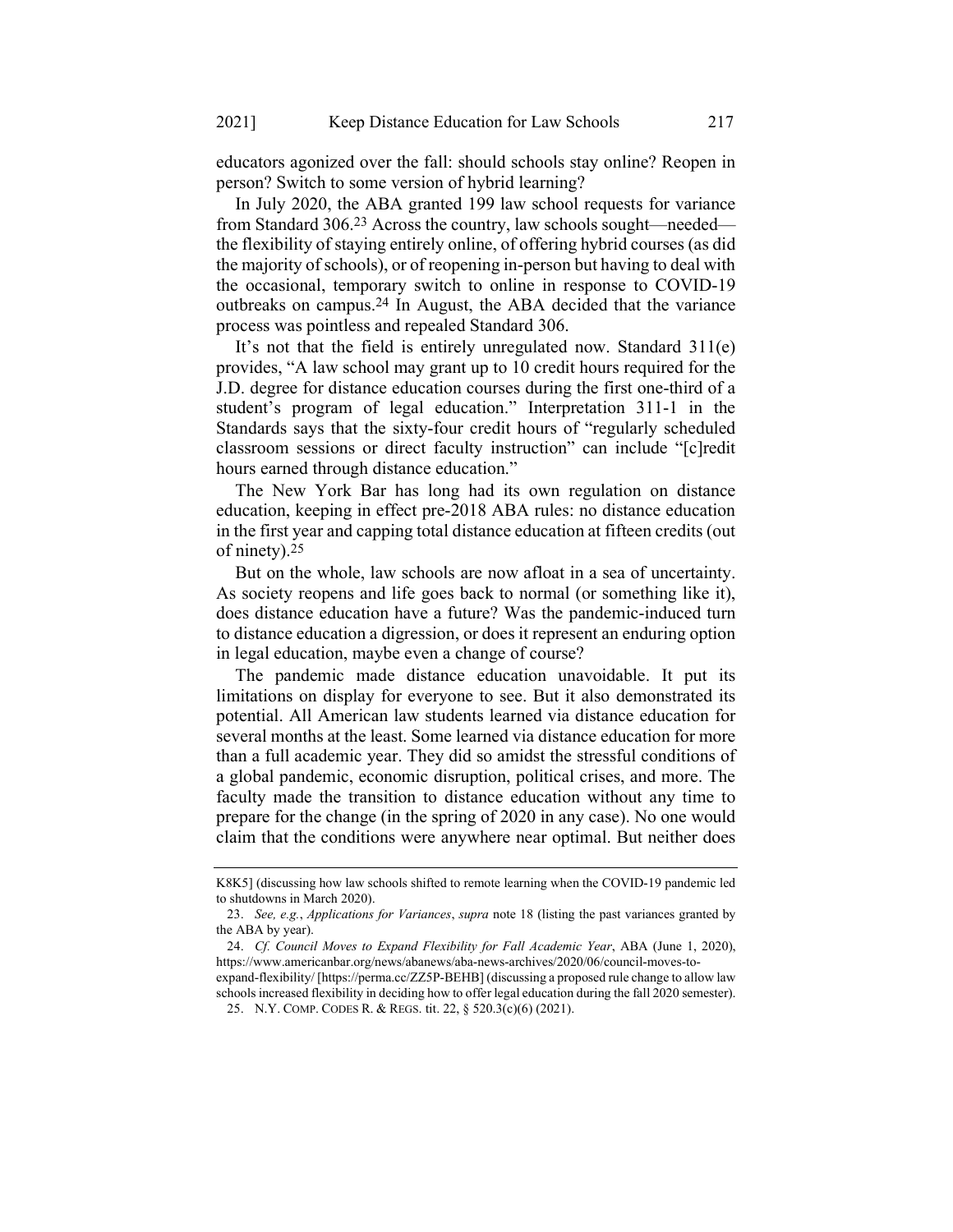educators agonized over the fall: should schools stay online? Reopen in person? Switch to some version of hybrid learning?

In July 2020, the ABA granted 199 law school requests for variance from Standard 306.[23] Across the country, law schools sought—needed—the flexibility of staying entirely online, of offering hybrid courses (as did the majority of schools), or of reopening in-person but having to deal with the occasional, temporary switch to online in response to COVID-19 outbreaks on campus.[24] In August, the ABA decided that the variance process was pointless and repealed Standard 306.

It's not that the field is entirely unregulated now. Standard 311(e) provides, "A law school may grant up to 10 credit hours required for the J.D. degree for distance education courses during the first one-third of a student's program of legal education." Interpretation 311-1 in the Standards says that the sixty-four credit hours of "regularly scheduled classroom sessions or direct faculty instruction" can include "[c]redit hours earned through distance education."

The New York Bar has long had its own regulation on distance education, keeping in effect pre-2018 ABA rules: no distance education in the first year and capping total distance education at fifteen credits (out of ninety).[25]

But on the whole, law schools are now afloat in a sea of uncertainty. As society reopens and life goes back to normal (or something like it), does distance education have a future? Was the pandemic-induced turn to distance education a digression, or does it represent an enduring option in legal education, maybe even a change of course?

The pandemic made distance education unavoidable. It put its limitations on display for everyone to see. But it also demonstrated its potential. All American law students learned via distance education for several months at the least. Some learned via distance education for more than a full academic year. They did so amidst the stressful conditions of a global pandemic, economic disruption, political crises, and more. The faculty made the transition to distance education without any time to prepare for the change (in the spring of 2020 in any case). No one would claim that the conditions were anywhere near optimal. But neither does

---

K8K5] (discussing how law schools shifted to remote learning when the COVID-19 pandemic led to shutdowns in March 2020).

23. *See, e.g.*, *Applications for Variances*, *supra* note 18 (listing the past variances granted by the ABA by year).

24. *Cf. Council Moves to Expand Flexibility for Fall Academic Year*, ABA (June 1, 2020), https://www.americanbar.org/news/abanews/aba-news-archives/2020/06/council-moves-to-expand-flexibility/ [https://perma.cc/ZZ5P-BEHB] (discussing a proposed rule change to allow law schools increased flexibility in deciding how to offer legal education during the fall 2020 semester).

25. N.Y. COMP. CODES R. & REGS. tit. 22, § 520.3(c)(6) (2021).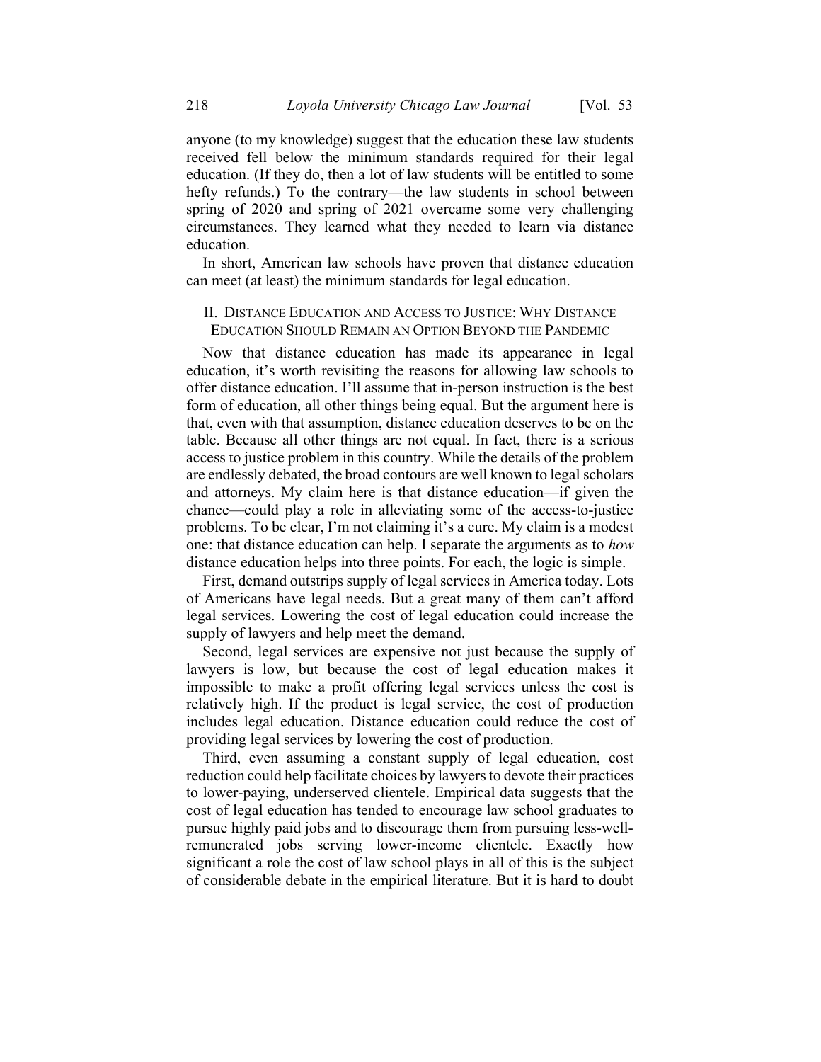anyone (to my knowledge) suggest that the education these law students received fell below the minimum standards required for their legal education. (If they do, then a lot of law students will be entitled to some hefty refunds.) To the contrary—the law students in school between spring of 2020 and spring of 2021 overcame some very challenging circumstances. They learned what they needed to learn via distance education.

In short, American law schools have proven that distance education can meet (at least) the minimum standards for legal education.

## II. Distance Education and Access to Justice: Why Distance Education Should Remain an Option Beyond the Pandemic

Now that distance education has made its appearance in legal education, it's worth revisiting the reasons for allowing law schools to offer distance education. I'll assume that in-person instruction is the best form of education, all other things being equal. But the argument here is that, even with that assumption, distance education deserves to be on the table. Because all other things are not equal. In fact, there is a serious access to justice problem in this country. While the details of the problem are endlessly debated, the broad contours are well known to legal scholars and attorneys. My claim here is that distance education—if given the chance—could play a role in alleviating some of the access-to-justice problems. To be clear, I'm not claiming it's a cure. My claim is a modest one: that distance education can help. I separate the arguments as to *how* distance education helps into three points. For each, the logic is simple.

First, demand outstrips supply of legal services in America today. Lots of Americans have legal needs. But a great many of them can't afford legal services. Lowering the cost of legal education could increase the supply of lawyers and help meet the demand.

Second, legal services are expensive not just because the supply of lawyers is low, but because the cost of legal education makes it impossible to make a profit offering legal services unless the cost is relatively high. If the product is legal service, the cost of production includes legal education. Distance education could reduce the cost of providing legal services by lowering the cost of production.

Third, even assuming a constant supply of legal education, cost reduction could help facilitate choices by lawyers to devote their practices to lower-paying, underserved clientele. Empirical data suggests that the cost of legal education has tended to encourage law school graduates to pursue highly paid jobs and to discourage them from pursuing less-well-remunerated jobs serving lower-income clientele. Exactly how significant a role the cost of law school plays in all of this is the subject of considerable debate in the empirical literature. But it is hard to doubt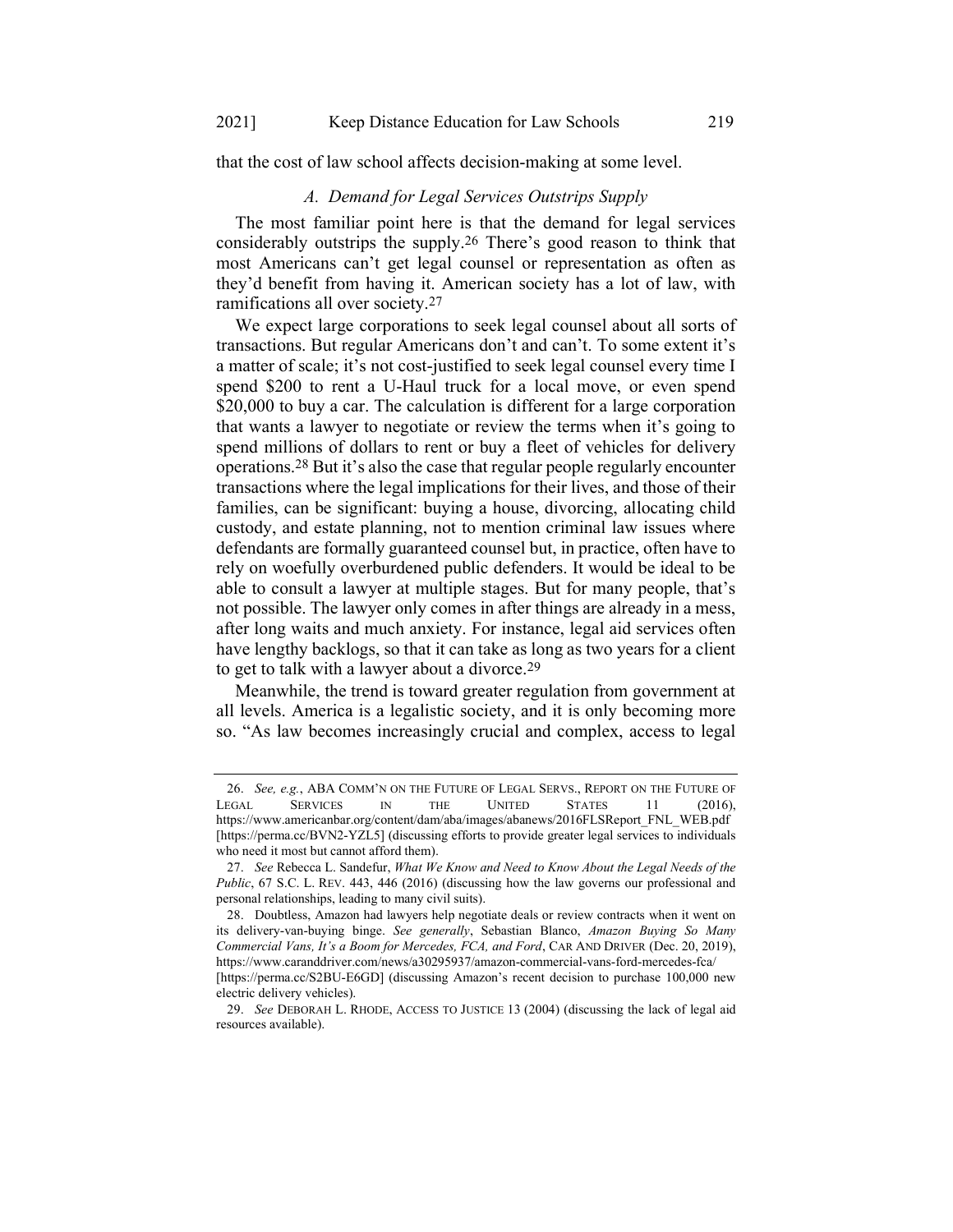that the cost of law school affects decision-making at some level.

### *A. Demand for Legal Services Outstrips Supply*

The most familiar point here is that the demand for legal services considerably outstrips the supply.[26] There's good reason to think that most Americans can't get legal counsel or representation as often as they'd benefit from having it. American society has a lot of law, with ramifications all over society.[27]

We expect large corporations to seek legal counsel about all sorts of transactions. But regular Americans don't and can't. To some extent it's a matter of scale; it's not cost-justified to seek legal counsel every time I spend $200 to rent a U-Haul truck for a local move, or even spend $20,000 to buy a car. The calculation is different for a large corporation that wants a lawyer to negotiate or review the terms when it's going to spend millions of dollars to rent or buy a fleet of vehicles for delivery operations.[28] But it's also the case that regular people regularly encounter transactions where the legal implications for their lives, and those of their families, can be significant: buying a house, divorcing, allocating child custody, and estate planning, not to mention criminal law issues where defendants are formally guaranteed counsel but, in practice, often have to rely on woefully overburdened public defenders. It would be ideal to be able to consult a lawyer at multiple stages. But for many people, that's not possible. The lawyer only comes in after things are already in a mess, after long waits and much anxiety. For instance, legal aid services often have lengthy backlogs, so that it can take as long as two years for a client to get to talk with a lawyer about a divorce.[29]

Meanwhile, the trend is toward greater regulation from government at all levels. America is a legalistic society, and it is only becoming more so. "As law becomes increasingly crucial and complex, access to legal

---

26. *See, e.g.*, ABA COMM'N ON THE FUTURE OF LEGAL SERVS., REPORT ON THE FUTURE OF LEGAL SERVICES IN THE UNITED STATES 11 (2016), https://www.americanbar.org/content/dam/aba/images/abanews/2016FLSReport_FNL_WEB.pdf [https://perma.cc/BVN2-YZL5] (discussing efforts to provide greater legal services to individuals who need it most but cannot afford them).

27. *See* Rebecca L. Sandefur, *What We Know and Need to Know About the Legal Needs of the Public*, 67 S.C. L. REV. 443, 446 (2016) (discussing how the law governs our professional and personal relationships, leading to many civil suits).

28. Doubtless, Amazon had lawyers help negotiate deals or review contracts when it went on its delivery-van-buying binge. *See generally*, Sebastian Blanco, *Amazon Buying So Many Commercial Vans, It's a Boom for Mercedes, FCA, and Ford*, CAR AND DRIVER (Dec. 20, 2019), https://www.caranddriver.com/news/a30295937/amazon-commercial-vans-ford-mercedes-fca/ [https://perma.cc/S2BU-E6GD] (discussing Amazon's recent decision to purchase 100,000 new electric delivery vehicles).

29. *See* DEBORAH L. RHODE, ACCESS TO JUSTICE 13 (2004) (discussing the lack of legal aid resources available).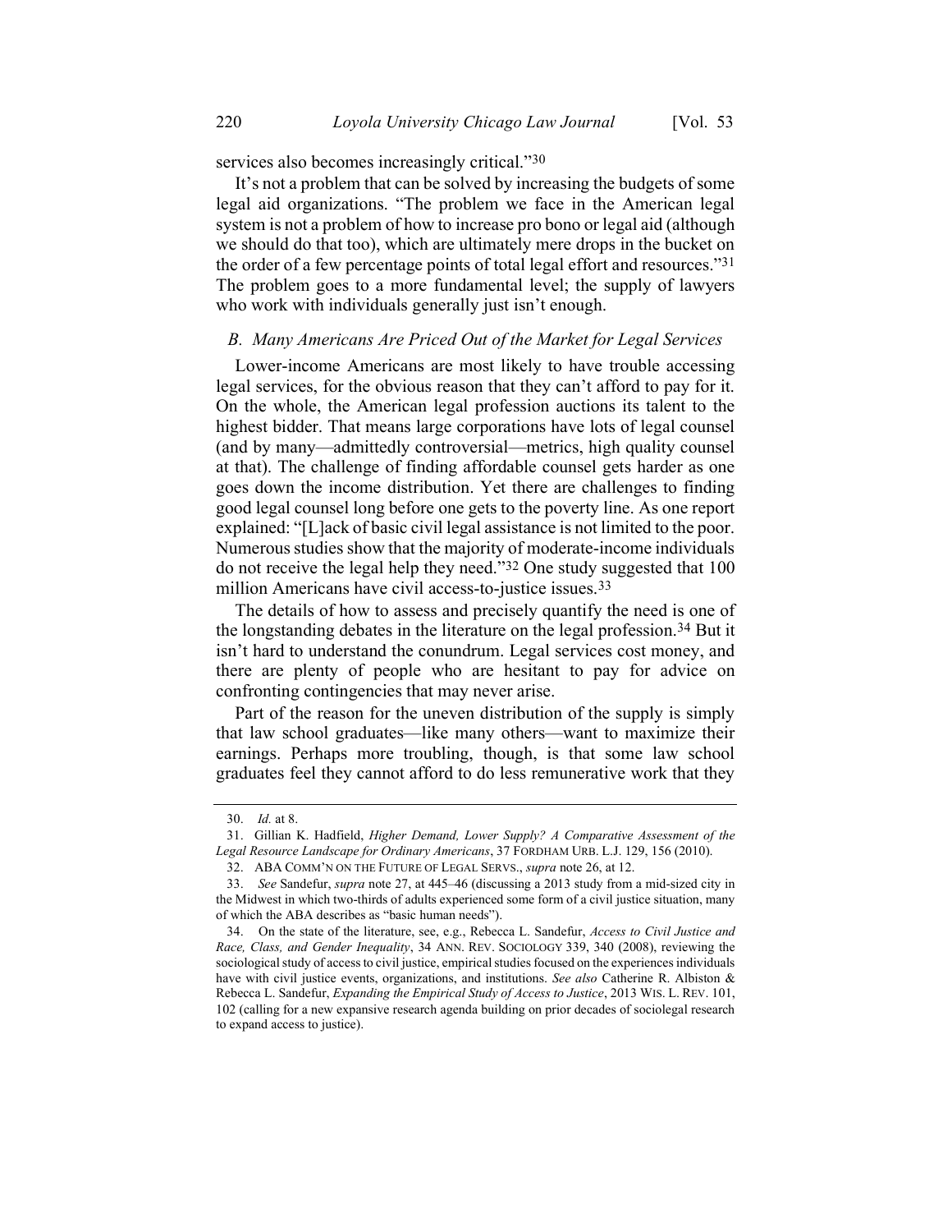services also becomes increasingly critical."[30]

It's not a problem that can be solved by increasing the budgets of some legal aid organizations. "The problem we face in the American legal system is not a problem of how to increase pro bono or legal aid (although we should do that too), which are ultimately mere drops in the bucket on the order of a few percentage points of total legal effort and resources."[31] The problem goes to a more fundamental level; the supply of lawyers who work with individuals generally just isn't enough.

### *B. Many Americans Are Priced Out of the Market for Legal Services*

Lower-income Americans are most likely to have trouble accessing legal services, for the obvious reason that they can't afford to pay for it. On the whole, the American legal profession auctions its talent to the highest bidder. That means large corporations have lots of legal counsel (and by many—admittedly controversial—metrics, high quality counsel at that). The challenge of finding affordable counsel gets harder as one goes down the income distribution. Yet there are challenges to finding good legal counsel long before one gets to the poverty line. As one report explained: "[L]ack of basic civil legal assistance is not limited to the poor. Numerous studies show that the majority of moderate-income individuals do not receive the legal help they need."[32] One study suggested that 100 million Americans have civil access-to-justice issues.[33]

The details of how to assess and precisely quantify the need is one of the longstanding debates in the literature on the legal profession.[34] But it isn't hard to understand the conundrum. Legal services cost money, and there are plenty of people who are hesitant to pay for advice on confronting contingencies that may never arise.

Part of the reason for the uneven distribution of the supply is simply that law school graduates—like many others—want to maximize their earnings. Perhaps more troubling, though, is that some law school graduates feel they cannot afford to do less remunerative work that they

---

30. *Id.* at 8.

31. Gillian K. Hadfield, *Higher Demand, Lower Supply? A Comparative Assessment of the Legal Resource Landscape for Ordinary Americans*, 37 FORDHAM URB. L.J. 129, 156 (2010).

32. ABA COMM'N ON THE FUTURE OF LEGAL SERVS., *supra* note 26, at 12.

33. *See* Sandefur, *supra* note 27, at 445–46 (discussing a 2013 study from a mid-sized city in the Midwest in which two-thirds of adults experienced some form of a civil justice situation, many of which the ABA describes as "basic human needs").

34. On the state of the literature, see, e.g., Rebecca L. Sandefur, *Access to Civil Justice and Race, Class, and Gender Inequality*, 34 ANN. REV. SOCIOLOGY 339, 340 (2008), reviewing the sociological study of access to civil justice, empirical studies focused on the experiences individuals have with civil justice events, organizations, and institutions. *See also* Catherine R. Albiston & Rebecca L. Sandefur, *Expanding the Empirical Study of Access to Justice*, 2013 WIS. L. REV. 101, 102 (calling for a new expansive research agenda building on prior decades of sociolegal research to expand access to justice).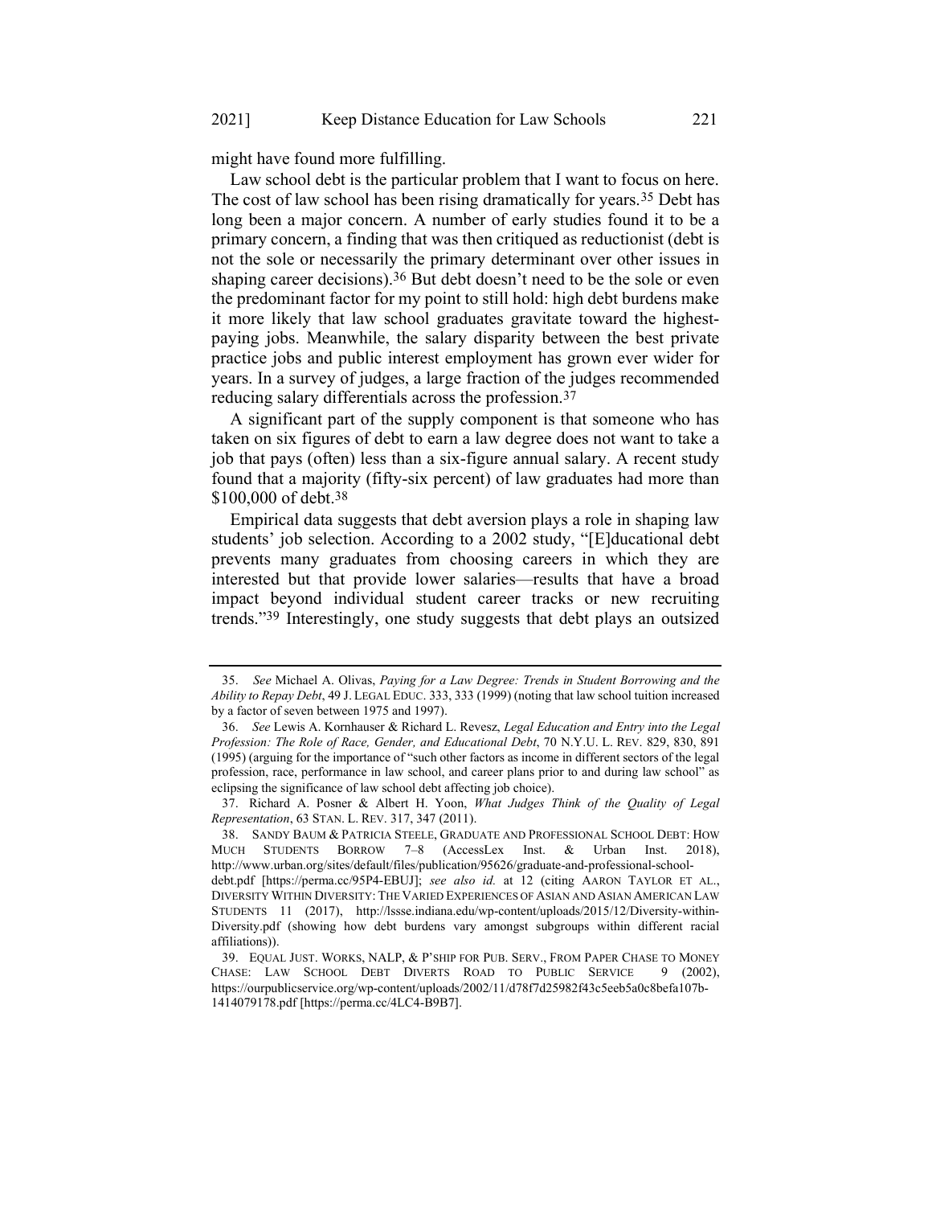might have found more fulfilling.

Law school debt is the particular problem that I want to focus on here. The cost of law school has been rising dramatically for years.[35] Debt has long been a major concern. A number of early studies found it to be a primary concern, a finding that was then critiqued as reductionist (debt is not the sole or necessarily the primary determinant over other issues in shaping career decisions).[36] But debt doesn't need to be the sole or even the predominant factor for my point to still hold: high debt burdens make it more likely that law school graduates gravitate toward the highest-paying jobs. Meanwhile, the salary disparity between the best private practice jobs and public interest employment has grown ever wider for years. In a survey of judges, a large fraction of the judges recommended reducing salary differentials across the profession.[37]

A significant part of the supply component is that someone who has taken on six figures of debt to earn a law degree does not want to take a job that pays (often) less than a six-figure annual salary. A recent study found that a majority (fifty-six percent) of law graduates had more than $100,000 of debt.[38]

Empirical data suggests that debt aversion plays a role in shaping law students' job selection. According to a 2002 study, "[E]ducational debt prevents many graduates from choosing careers in which they are interested but that provide lower salaries—results that have a broad impact beyond individual student career tracks or new recruiting trends."[39] Interestingly, one study suggests that debt plays an outsized

---

35. *See* Michael A. Olivas, *Paying for a Law Degree: Trends in Student Borrowing and the Ability to Repay Debt*, 49 J. LEGAL EDUC. 333, 333 (1999) (noting that law school tuition increased by a factor of seven between 1975 and 1997).

36. *See* Lewis A. Kornhauser & Richard L. Revesz, *Legal Education and Entry into the Legal Profession: The Role of Race, Gender, and Educational Debt*, 70 N.Y.U. L. REV. 829, 830, 891 (1995) (arguing for the importance of "such other factors as income in different sectors of the legal profession, race, performance in law school, and career plans prior to and during law school" as eclipsing the significance of law school debt affecting job choice).

37. Richard A. Posner & Albert H. Yoon, *What Judges Think of the Quality of Legal Representation*, 63 STAN. L. REV. 317, 347 (2011).

38. SANDY BAUM & PATRICIA STEELE, GRADUATE AND PROFESSIONAL SCHOOL DEBT: HOW MUCH STUDENTS BORROW 7–8 (AccessLex Inst. & Urban Inst. 2018), http://www.urban.org/sites/default/files/publication/95626/graduate-and-professional-school-debt.pdf [https://perma.cc/95P4-EBUJ]; *see also id.* at 12 (citing AARON TAYLOR ET AL., DIVERSITY WITHIN DIVERSITY: THE VARIED EXPERIENCES OF ASIAN AND ASIAN AMERICAN LAW STUDENTS 11 (2017), http://lssse.indiana.edu/wp-content/uploads/2015/12/Diversity-within-Diversity.pdf (showing how debt burdens vary amongst subgroups within different racial affiliations)).

39. EQUAL JUST. WORKS, NALP, & P'SHIP FOR PUB. SERV., FROM PAPER CHASE TO MONEY CHASE: LAW SCHOOL DEBT DIVERTS ROAD TO PUBLIC SERVICE 9 (2002), https://ourpublicservice.org/wp-content/uploads/2002/11/d78f7d25982f43c5eeb5a0c8befa107b-1414079178.pdf [https://perma.cc/4LC4-B9B7].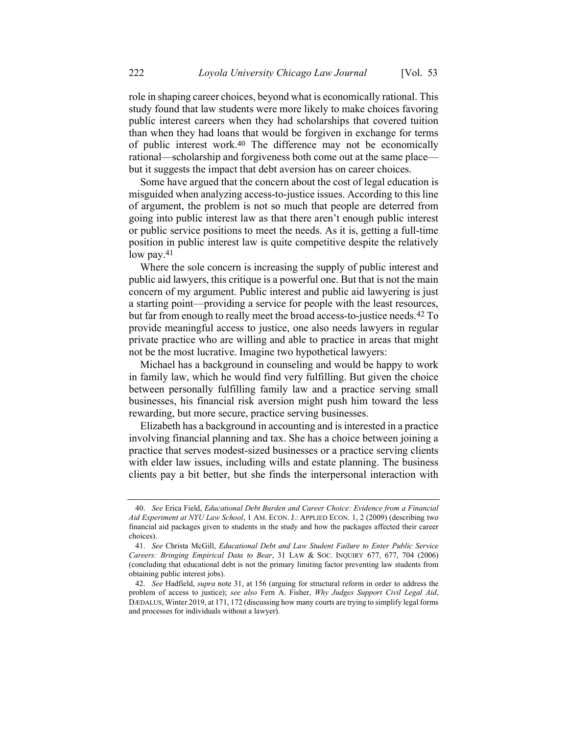role in shaping career choices, beyond what is economically rational. This study found that law students were more likely to make choices favoring public interest careers when they had scholarships that covered tuition than when they had loans that would be forgiven in exchange for terms of public interest work.[40] The difference may not be economically rational—scholarship and forgiveness both come out at the same place—but it suggests the impact that debt aversion has on career choices.

Some have argued that the concern about the cost of legal education is misguided when analyzing access-to-justice issues. According to this line of argument, the problem is not so much that people are deterred from going into public interest law as that there aren't enough public interest or public service positions to meet the needs. As it is, getting a full-time position in public interest law is quite competitive despite the relatively low pay.[41]

Where the sole concern is increasing the supply of public interest and public aid lawyers, this critique is a powerful one. But that is not the main concern of my argument. Public interest and public aid lawyering is just a starting point—providing a service for people with the least resources, but far from enough to really meet the broad access-to-justice needs.[42] To provide meaningful access to justice, one also needs lawyers in regular private practice who are willing and able to practice in areas that might not be the most lucrative. Imagine two hypothetical lawyers:

Michael has a background in counseling and would be happy to work in family law, which he would find very fulfilling. But given the choice between personally fulfilling family law and a practice serving small businesses, his financial risk aversion might push him toward the less rewarding, but more secure, practice serving businesses.

Elizabeth has a background in accounting and is interested in a practice involving financial planning and tax. She has a choice between joining a practice that serves modest-sized businesses or a practice serving clients with elder law issues, including wills and estate planning. The business clients pay a bit better, but she finds the interpersonal interaction with

---

40. *See* Erica Field, *Educational Debt Burden and Career Choice: Evidence from a Financial Aid Experiment at NYU Law School*, 1 AM. ECON. J.: APPLIED ECON. 1, 2 (2009) (describing two financial aid packages given to students in the study and how the packages affected their career choices).

41. *See* Christa McGill, *Educational Debt and Law Student Failure to Enter Public Service Careers: Bringing Empirical Data to Bear*, 31 LAW & SOC. INQUIRY 677, 677, 704 (2006) (concluding that educational debt is not the primary limiting factor preventing law students from obtaining public interest jobs).

42. *See* Hadfield, *supra* note 31, at 156 (arguing for structural reform in order to address the problem of access to justice); *see also* Fern A. Fisher, *Why Judges Support Civil Legal Aid*, DÆDALUS, Winter 2019, at 171, 172 (discussing how many courts are trying to simplify legal forms and processes for individuals without a lawyer).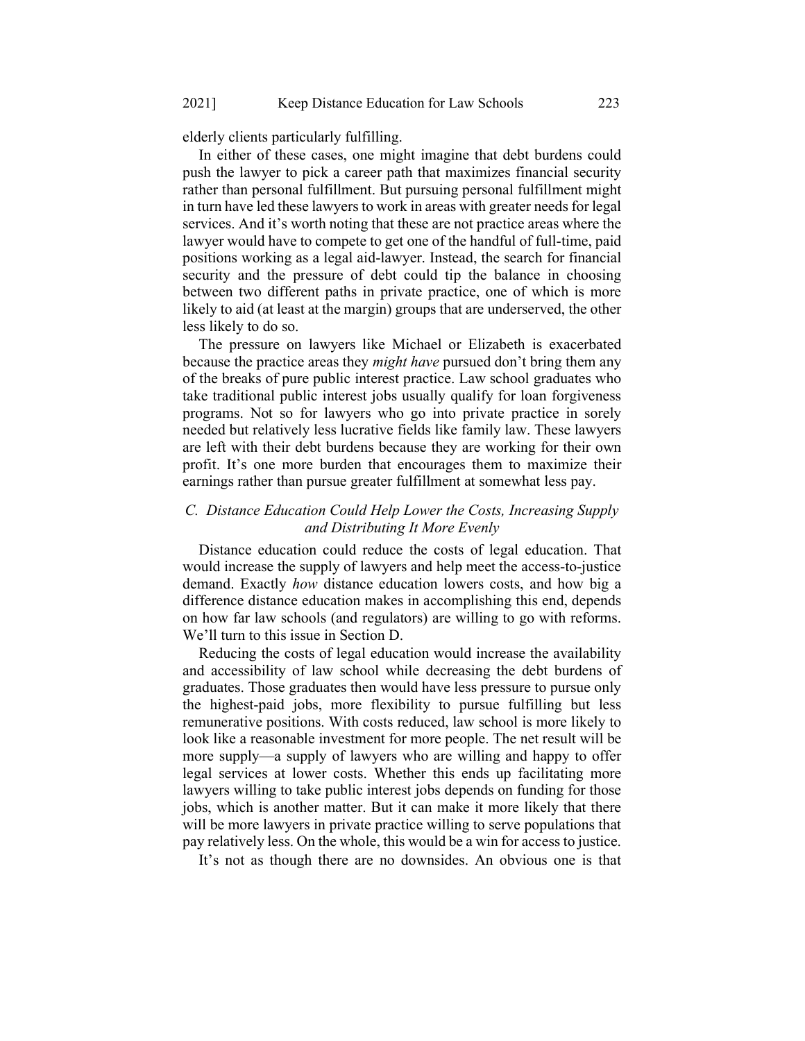elderly clients particularly fulfilling.

In either of these cases, one might imagine that debt burdens could push the lawyer to pick a career path that maximizes financial security rather than personal fulfillment. But pursuing personal fulfillment might in turn have led these lawyers to work in areas with greater needs for legal services. And it's worth noting that these are not practice areas where the lawyer would have to compete to get one of the handful of full-time, paid positions working as a legal aid-lawyer. Instead, the search for financial security and the pressure of debt could tip the balance in choosing between two different paths in private practice, one of which is more likely to aid (at least at the margin) groups that are underserved, the other less likely to do so.

The pressure on lawyers like Michael or Elizabeth is exacerbated because the practice areas they *might have* pursued don't bring them any of the breaks of pure public interest practice. Law school graduates who take traditional public interest jobs usually qualify for loan forgiveness programs. Not so for lawyers who go into private practice in sorely needed but relatively less lucrative fields like family law. These lawyers are left with their debt burdens because they are working for their own profit. It's one more burden that encourages them to maximize their earnings rather than pursue greater fulfillment at somewhat less pay.

### *C. Distance Education Could Help Lower the Costs, Increasing Supply and Distributing It More Evenly*

Distance education could reduce the costs of legal education. That would increase the supply of lawyers and help meet the access-to-justice demand. Exactly *how* distance education lowers costs, and how big a difference distance education makes in accomplishing this end, depends on how far law schools (and regulators) are willing to go with reforms. We'll turn to this issue in Section D.

Reducing the costs of legal education would increase the availability and accessibility of law school while decreasing the debt burdens of graduates. Those graduates then would have less pressure to pursue only the highest-paid jobs, more flexibility to pursue fulfilling but less remunerative positions. With costs reduced, law school is more likely to look like a reasonable investment for more people. The net result will be more supply—a supply of lawyers who are willing and happy to offer legal services at lower costs. Whether this ends up facilitating more lawyers willing to take public interest jobs depends on funding for those jobs, which is another matter. But it can make it more likely that there will be more lawyers in private practice willing to serve populations that pay relatively less. On the whole, this would be a win for access to justice.

It's not as though there are no downsides. An obvious one is that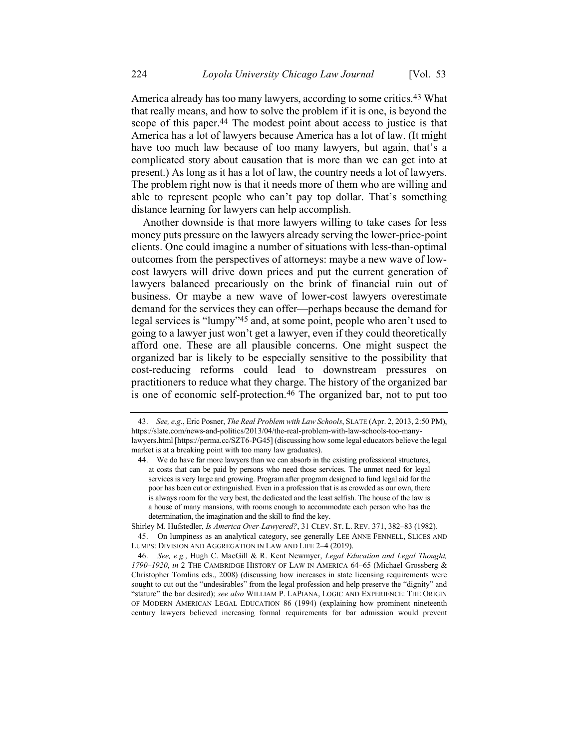America already has too many lawyers, according to some critics.[43] What that really means, and how to solve the problem if it is one, is beyond the scope of this paper.[44] The modest point about access to justice is that America has a lot of lawyers because America has a lot of law. (It might have too much law because of too many lawyers, but again, that's a complicated story about causation that is more than we can get into at present.) As long as it has a lot of law, the country needs a lot of lawyers. The problem right now is that it needs more of them who are willing and able to represent people who can't pay top dollar. That's something distance learning for lawyers can help accomplish.

Another downside is that more lawyers willing to take cases for less money puts pressure on the lawyers already serving the lower-price-point clients. One could imagine a number of situations with less-than-optimal outcomes from the perspectives of attorneys: maybe a new wave of low-cost lawyers will drive down prices and put the current generation of lawyers balanced precariously on the brink of financial ruin out of business. Or maybe a new wave of lower-cost lawyers overestimate demand for the services they can offer—perhaps because the demand for legal services is "lumpy"[45] and, at some point, people who aren't used to going to a lawyer just won't get a lawyer, even if they could theoretically afford one. These are all plausible concerns. One might suspect the organized bar is likely to be especially sensitive to the possibility that cost-reducing reforms could lead to downstream pressures on practitioners to reduce what they charge. The history of the organized bar is one of economic self-protection.[46] The organized bar, not to put too

---

43. *See, e.g.*, Eric Posner, *The Real Problem with Law Schools*, SLATE (Apr. 2, 2013, 2:50 PM), https://slate.com/news-and-politics/2013/04/the-real-problem-with-law-schools-too-many-lawyers.html [https://perma.cc/SZT6-PG45] (discussing how some legal educators believe the legal market is at a breaking point with too many law graduates).

44. 
> We do have far more lawyers than we can absorb in the existing professional structures, at costs that can be paid by persons who need those services. The unmet need for legal services is very large and growing. Program after program designed to fund legal aid for the poor has been cut or extinguished. Even in a profession that is as crowded as our own, there is always room for the very best, the dedicated and the least selfish. The house of the law is a house of many mansions, with rooms enough to accommodate each person who has the determination, the imagination and the skill to find the key.

Shirley M. Hufstedler, *Is America Over-Lawyered?*, 31 CLEV. ST. L. REV. 371, 382–83 (1982).

45. On lumpiness as an analytical category, see generally LEE ANNE FENNELL, SLICES AND LUMPS: DIVISION AND AGGREGATION IN LAW AND LIFE 2–4 (2019).

46. *See, e.g.*, Hugh C. MacGill & R. Kent Newmyer, *Legal Education and Legal Thought, 1790–1920*, *in* 2 THE CAMBRIDGE HISTORY OF LAW IN AMERICA 64–65 (Michael Grossberg & Christopher Tomlins eds., 2008) (discussing how increases in state licensing requirements were sought to cut out the "undesirables" from the legal profession and help preserve the "dignity" and "stature" the bar desired); *see also* WILLIAM P. LAPIANA, LOGIC AND EXPERIENCE: THE ORIGIN OF MODERN AMERICAN LEGAL EDUCATION 86 (1994) (explaining how prominent nineteenth century lawyers believed increasing formal requirements for bar admission would prevent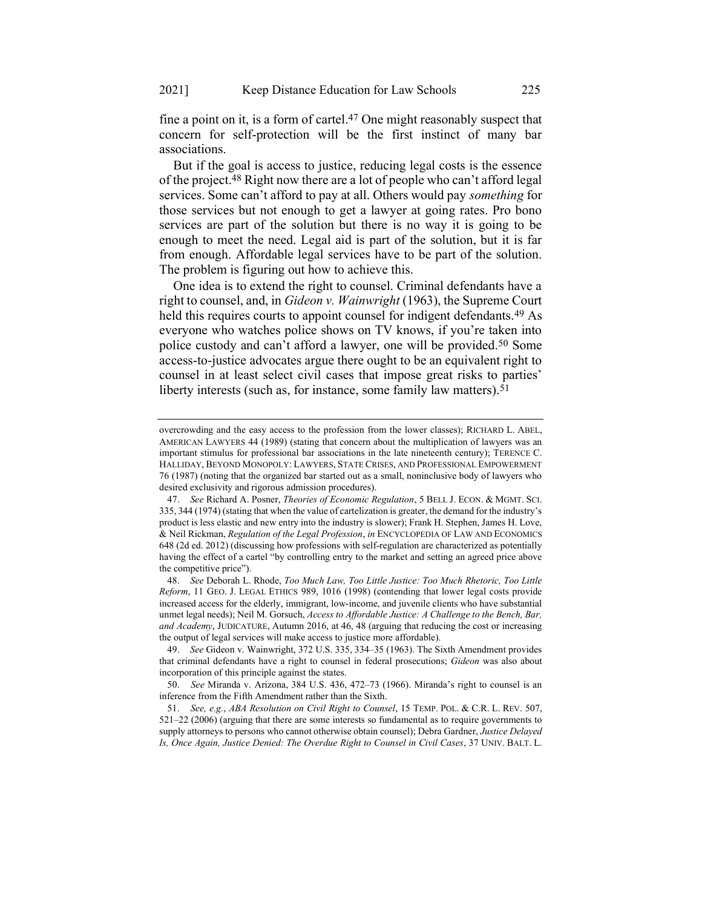fine a point on it, is a form of cartel.[47] One might reasonably suspect that concern for self-protection will be the first instinct of many bar associations.

But if the goal is access to justice, reducing legal costs is the essence of the project.[48] Right now there are a lot of people who can't afford legal services. Some can't afford to pay at all. Others would pay *something* for those services but not enough to get a lawyer at going rates. Pro bono services are part of the solution but there is no way it is going to be enough to meet the need. Legal aid is part of the solution, but it is far from enough. Affordable legal services have to be part of the solution. The problem is figuring out how to achieve this.

One idea is to extend the right to counsel. Criminal defendants have a right to counsel, and, in *Gideon v. Wainwright* (1963), the Supreme Court held this requires courts to appoint counsel for indigent defendants.[49] As everyone who watches police shows on TV knows, if you're taken into police custody and can't afford a lawyer, one will be provided.[50] Some access-to-justice advocates argue there ought to be an equivalent right to counsel in at least select civil cases that impose great risks to parties' liberty interests (such as, for instance, some family law matters).[51]

---

overcrowding and the easy access to the profession from the lower classes); RICHARD L. ABEL, AMERICAN LAWYERS 44 (1989) (stating that concern about the multiplication of lawyers was an important stimulus for professional bar associations in the late nineteenth century); TERENCE C. HALLIDAY, BEYOND MONOPOLY: LAWYERS, STATE CRISES, AND PROFESSIONAL EMPOWERMENT 76 (1987) (noting that the organized bar started out as a small, noninclusive body of lawyers who desired exclusivity and rigorous admission procedures).

47. *See* Richard A. Posner, *Theories of Economic Regulation*, 5 BELL J. ECON. & MGMT. SCI. 335, 344 (1974) (stating that when the value of cartelization is greater, the demand for the industry's product is less elastic and new entry into the industry is slower); Frank H. Stephen, James H. Love, & Neil Rickman, *Regulation of the Legal Profession*, *in* ENCYCLOPEDIA OF LAW AND ECONOMICS 648 (2d ed. 2012) (discussing how professions with self-regulation are characterized as potentially having the effect of a cartel "by controlling entry to the market and setting an agreed price above the competitive price").

48. *See* Deborah L. Rhode, *Too Much Law, Too Little Justice: Too Much Rhetoric, Too Little Reform*, 11 GEO. J. LEGAL ETHICS 989, 1016 (1998) (contending that lower legal costs provide increased access for the elderly, immigrant, low-income, and juvenile clients who have substantial unmet legal needs); Neil M. Gorsuch, *Access to Affordable Justice: A Challenge to the Bench, Bar, and Academy*, JUDICATURE, Autumn 2016, at 46, 48 (arguing that reducing the cost or increasing the output of legal services will make access to justice more affordable).

49. *See* Gideon v. Wainwright, 372 U.S. 335, 334–35 (1963). The Sixth Amendment provides that criminal defendants have a right to counsel in federal prosecutions; *Gideon* was also about incorporation of this principle against the states.

50. *See* Miranda v. Arizona, 384 U.S. 436, 472–73 (1966). Miranda's right to counsel is an inference from the Fifth Amendment rather than the Sixth.

51. *See, e.g.*, *ABA Resolution on Civil Right to Counsel*, 15 TEMP. POL. & C.R. L. REV. 507, 521–22 (2006) (arguing that there are some interests so fundamental as to require governments to supply attorneys to persons who cannot otherwise obtain counsel); Debra Gardner, *Justice Delayed Is, Once Again, Justice Denied: The Overdue Right to Counsel in Civil Cases*, 37 UNIV. BALT. L.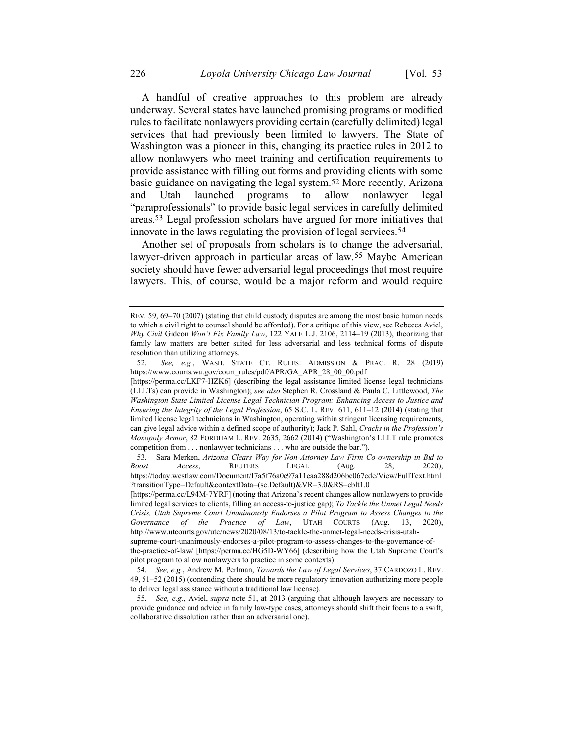A handful of creative approaches to this problem are already underway. Several states have launched promising programs or modified rules to facilitate nonlawyers providing certain (carefully delimited) legal services that had previously been limited to lawyers. The State of Washington was a pioneer in this, changing its practice rules in 2012 to allow nonlawyers who meet training and certification requirements to provide assistance with filling out forms and providing clients with some basic guidance on navigating the legal system.[52] More recently, Arizona and Utah launched programs to allow nonlawyer legal "paraprofessionals" to provide basic legal services in carefully delimited areas.[53] Legal profession scholars have argued for more initiatives that innovate in the laws regulating the provision of legal services.[54]

Another set of proposals from scholars is to change the adversarial, lawyer-driven approach in particular areas of law.[55] Maybe American society should have fewer adversarial legal proceedings that most require lawyers. This, of course, would be a major reform and would require

---

REV. 59, 69–70 (2007) (stating that child custody disputes are among the most basic human needs to which a civil right to counsel should be afforded). For a critique of this view, see Rebecca Aviel, *Why Civil* Gideon *Won't Fix Family Law*, 122 YALE L.J. 2106, 2114–19 (2013), theorizing that family law matters are better suited for less adversarial and less technical forms of dispute resolution than utilizing attorneys.

52. *See, e.g.*, WASH. STATE CT. RULES: ADMISSION & PRAC. R. 28 (2019) https://www.courts.wa.gov/court_rules/pdf/APR/GA_APR_28_00_00.pdf [https://perma.cc/LKF7-HZK6] (describing the legal assistance limited license legal technicians (LLLTs) can provide in Washington); *see also* Stephen R. Crossland & Paula C. Littlewood, *The Washington State Limited License Legal Technician Program: Enhancing Access to Justice and Ensuring the Integrity of the Legal Profession*, 65 S.C. L. REV. 611, 611–12 (2014) (stating that limited license legal technicians in Washington, operating within stringent licensing requirements, can give legal advice within a defined scope of authority); Jack P. Sahl, *Cracks in the Profession's Monopoly Armor*, 82 FORDHAM L. REV. 2635, 2662 (2014) ("Washington's LLLT rule promotes competition from . . . nonlawyer technicians . . . who are outside the bar.").

53. Sara Merken, *Arizona Clears Way for Non-Attorney Law Firm Co-ownership in Bid to Boost Access*, REUTERS LEGAL (Aug. 28, 2020), https://today.westlaw.com/Document/I7a5f76a0e97a11eaa288d206be067cde/View/FullText.html?transitionType=Default&contextData=(sc.Default)&VR=3.0&RS=cblt1.0 [https://perma.cc/L94M-7YRF] (noting that Arizona's recent changes allow nonlawyers to provide limited legal services to clients, filling an access-to-justice gap); *To Tackle the Unmet Legal Needs Crisis, Utah Supreme Court Unanimously Endorses a Pilot Program to Assess Changes to the Governance of the Practice of Law*, UTAH COURTS (Aug. 13, 2020), http://www.utcourts.gov/utc/news/2020/08/13/to-tackle-the-unmet-legal-needs-crisis-utah-supreme-court-unanimously-endorses-a-pilot-program-to-assess-changes-to-the-governance-of-the-practice-of-law/ [https://perma.cc/HG5D-WY66] (describing how the Utah Supreme Court's pilot program to allow nonlawyers to practice in some contexts).

54. *See, e.g.*, Andrew M. Perlman, *Towards the Law of Legal Services*, 37 CARDOZO L. REV. 49, 51–52 (2015) (contending there should be more regulatory innovation authorizing more people to deliver legal assistance without a traditional law license).

55. *See, e.g.*, Aviel, *supra* note 51, at 2013 (arguing that although lawyers are necessary to provide guidance and advice in family law-type cases, attorneys should shift their focus to a swift, collaborative dissolution rather than an adversarial one).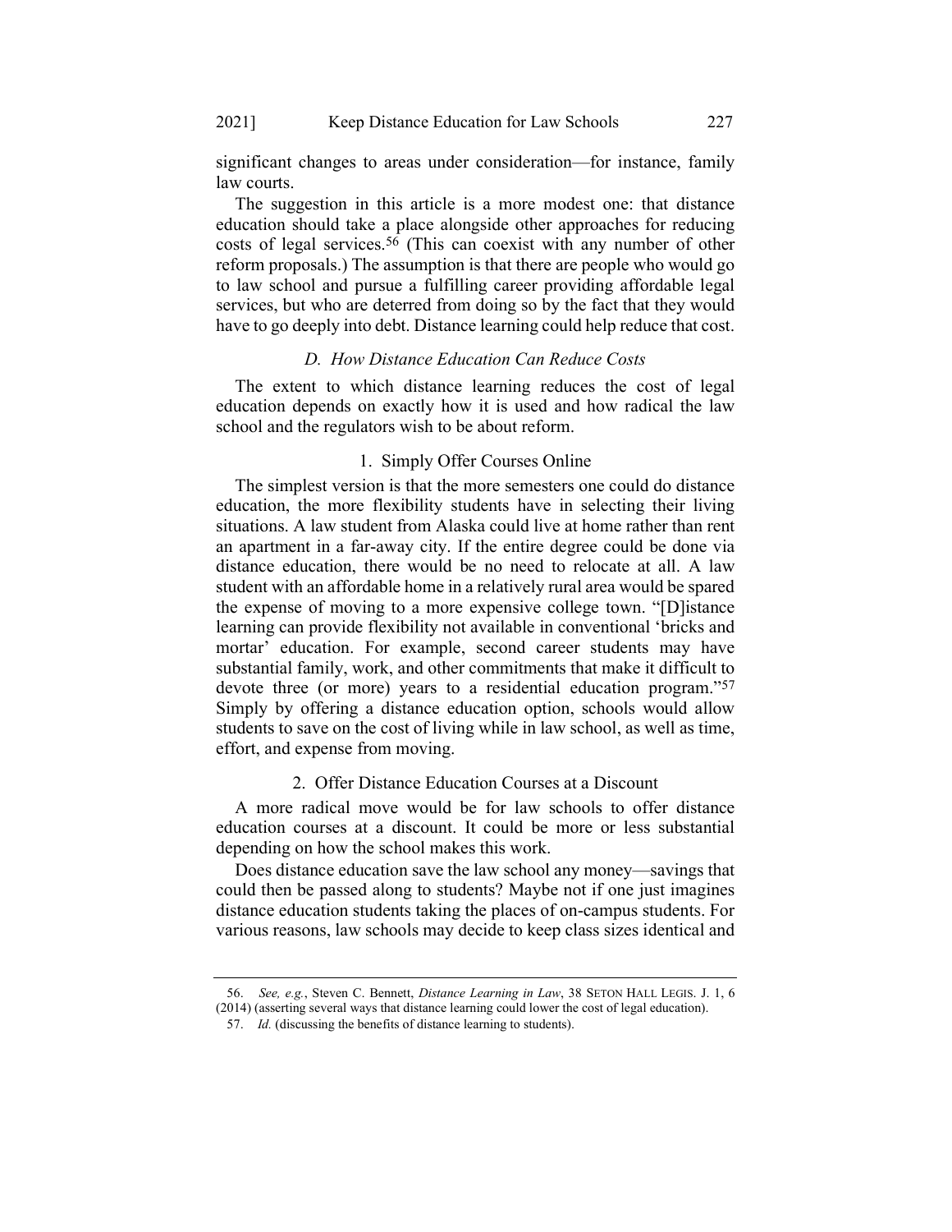significant changes to areas under consideration—for instance, family law courts.

The suggestion in this article is a more modest one: that distance education should take a place alongside other approaches for reducing costs of legal services.[56] (This can coexist with any number of other reform proposals.) The assumption is that there are people who would go to law school and pursue a fulfilling career providing affordable legal services, but who are deterred from doing so by the fact that they would have to go deeply into debt. Distance learning could help reduce that cost.

### *D. How Distance Education Can Reduce Costs*

The extent to which distance learning reduces the cost of legal education depends on exactly how it is used and how radical the law school and the regulators wish to be about reform.

#### 1. Simply Offer Courses Online

The simplest version is that the more semesters one could do distance education, the more flexibility students have in selecting their living situations. A law student from Alaska could live at home rather than rent an apartment in a far-away city. If the entire degree could be done via distance education, there would be no need to relocate at all. A law student with an affordable home in a relatively rural area would be spared the expense of moving to a more expensive college town. "[D]istance learning can provide flexibility not available in conventional 'bricks and mortar' education. For example, second career students may have substantial family, work, and other commitments that make it difficult to devote three (or more) years to a residential education program."[57] Simply by offering a distance education option, schools would allow students to save on the cost of living while in law school, as well as time, effort, and expense from moving.

#### 2. Offer Distance Education Courses at a Discount

A more radical move would be for law schools to offer distance education courses at a discount. It could be more or less substantial depending on how the school makes this work.

Does distance education save the law school any money—savings that could then be passed along to students? Maybe not if one just imagines distance education students taking the places of on-campus students. For various reasons, law schools may decide to keep class sizes identical and

---

56. *See, e.g.*, Steven C. Bennett, *Distance Learning in Law*, 38 SETON HALL LEGIS. J. 1, 6 (2014) (asserting several ways that distance learning could lower the cost of legal education).

57. *Id.* (discussing the benefits of distance learning to students).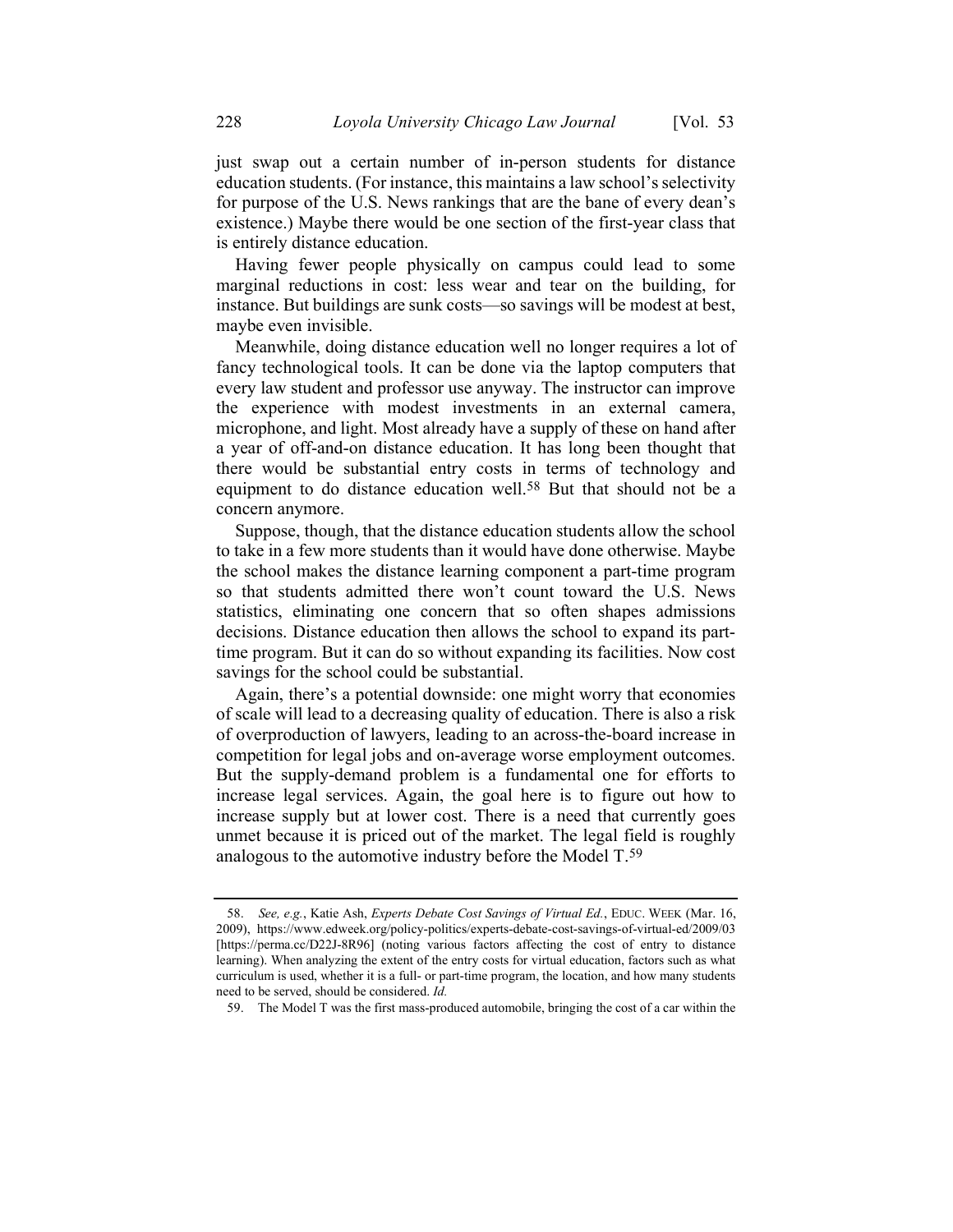just swap out a certain number of in-person students for distance education students. (For instance, this maintains a law school's selectivity for purpose of the U.S. News rankings that are the bane of every dean's existence.) Maybe there would be one section of the first-year class that is entirely distance education.

Having fewer people physically on campus could lead to some marginal reductions in cost: less wear and tear on the building, for instance. But buildings are sunk costs—so savings will be modest at best, maybe even invisible.

Meanwhile, doing distance education well no longer requires a lot of fancy technological tools. It can be done via the laptop computers that every law student and professor use anyway. The instructor can improve the experience with modest investments in an external camera, microphone, and light. Most already have a supply of these on hand after a year of off-and-on distance education. It has long been thought that there would be substantial entry costs in terms of technology and equipment to do distance education well.[58] But that should not be a concern anymore.

Suppose, though, that the distance education students allow the school to take in a few more students than it would have done otherwise. Maybe the school makes the distance learning component a part-time program so that students admitted there won't count toward the U.S. News statistics, eliminating one concern that so often shapes admissions decisions. Distance education then allows the school to expand its part-time program. But it can do so without expanding its facilities. Now cost savings for the school could be substantial.

Again, there's a potential downside: one might worry that economies of scale will lead to a decreasing quality of education. There is also a risk of overproduction of lawyers, leading to an across-the-board increase in competition for legal jobs and on-average worse employment outcomes. But the supply-demand problem is a fundamental one for efforts to increase legal services. Again, the goal here is to figure out how to increase supply but at lower cost. There is a need that currently goes unmet because it is priced out of the market. The legal field is roughly analogous to the automotive industry before the Model T.[59]

---

58. *See, e.g.*, Katie Ash, *Experts Debate Cost Savings of Virtual Ed.*, EDUC. WEEK (Mar. 16, 2009), https://www.edweek.org/policy-politics/experts-debate-cost-savings-of-virtual-ed/2009/03 [https://perma.cc/D22J-8R96] (noting various factors affecting the cost of entry to distance learning). When analyzing the extent of the entry costs for virtual education, factors such as what curriculum is used, whether it is a full- or part-time program, the location, and how many students need to be served, should be considered. *Id.*

59. The Model T was the first mass-produced automobile, bringing the cost of a car within the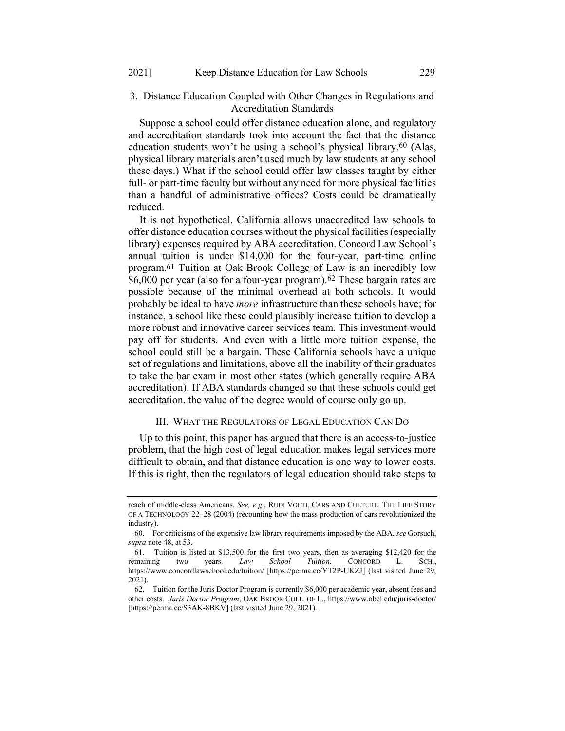### 3. Distance Education Coupled with Other Changes in Regulations and Accreditation Standards

Suppose a school could offer distance education alone, and regulatory and accreditation standards took into account the fact that the distance education students won't be using a school's physical library.[60] (Alas, physical library materials aren't used much by law students at any school these days.) What if the school could offer law classes taught by either full- or part-time faculty but without any need for more physical facilities than a handful of administrative offices? Costs could be dramatically reduced.

It is not hypothetical. California allows unaccredited law schools to offer distance education courses without the physical facilities (especially library) expenses required by ABA accreditation. Concord Law School's annual tuition is under $14,000 for the four-year, part-time online program.[61] Tuition at Oak Brook College of Law is an incredibly low $6,000 per year (also for a four-year program).[62] These bargain rates are possible because of the minimal overhead at both schools. It would probably be ideal to have *more* infrastructure than these schools have; for instance, a school like these could plausibly increase tuition to develop a more robust and innovative career services team. This investment would pay off for students. And even with a little more tuition expense, the school could still be a bargain. These California schools have a unique set of regulations and limitations, above all the inability of their graduates to take the bar exam in most other states (which generally require ABA accreditation). If ABA standards changed so that these schools could get accreditation, the value of the degree would of course only go up.

## III. What the Regulators of Legal Education Can Do

Up to this point, this paper has argued that there is an access-to-justice problem, that the high cost of legal education makes legal services more difficult to obtain, and that distance education is one way to lower costs. If this is right, then the regulators of legal education should take steps to

---

reach of middle-class Americans. *See, e.g.*, RUDI VOLTI, CARS AND CULTURE: THE LIFE STORY OF A TECHNOLOGY 22–28 (2004) (recounting how the mass production of cars revolutionized the industry).

60. For criticisms of the expensive law library requirements imposed by the ABA, *see* Gorsuch, *supra* note 48, at 53.

61. Tuition is listed at $13,500 for the first two years, then as averaging $12,420 for the remaining two years. *Law School Tuition*, CONCORD L. SCH., https://www.concordlawschool.edu/tuition/ [https://perma.cc/YT2P-UKZJ] (last visited June 29, 2021).

62. Tuition for the Juris Doctor Program is currently $6,000 per academic year, absent fees and other costs. *Juris Doctor Program*, OAK BROOK COLL. OF L., https://www.obcl.edu/juris-doctor/ [https://perma.cc/S3AK-8BKV] (last visited June 29, 2021).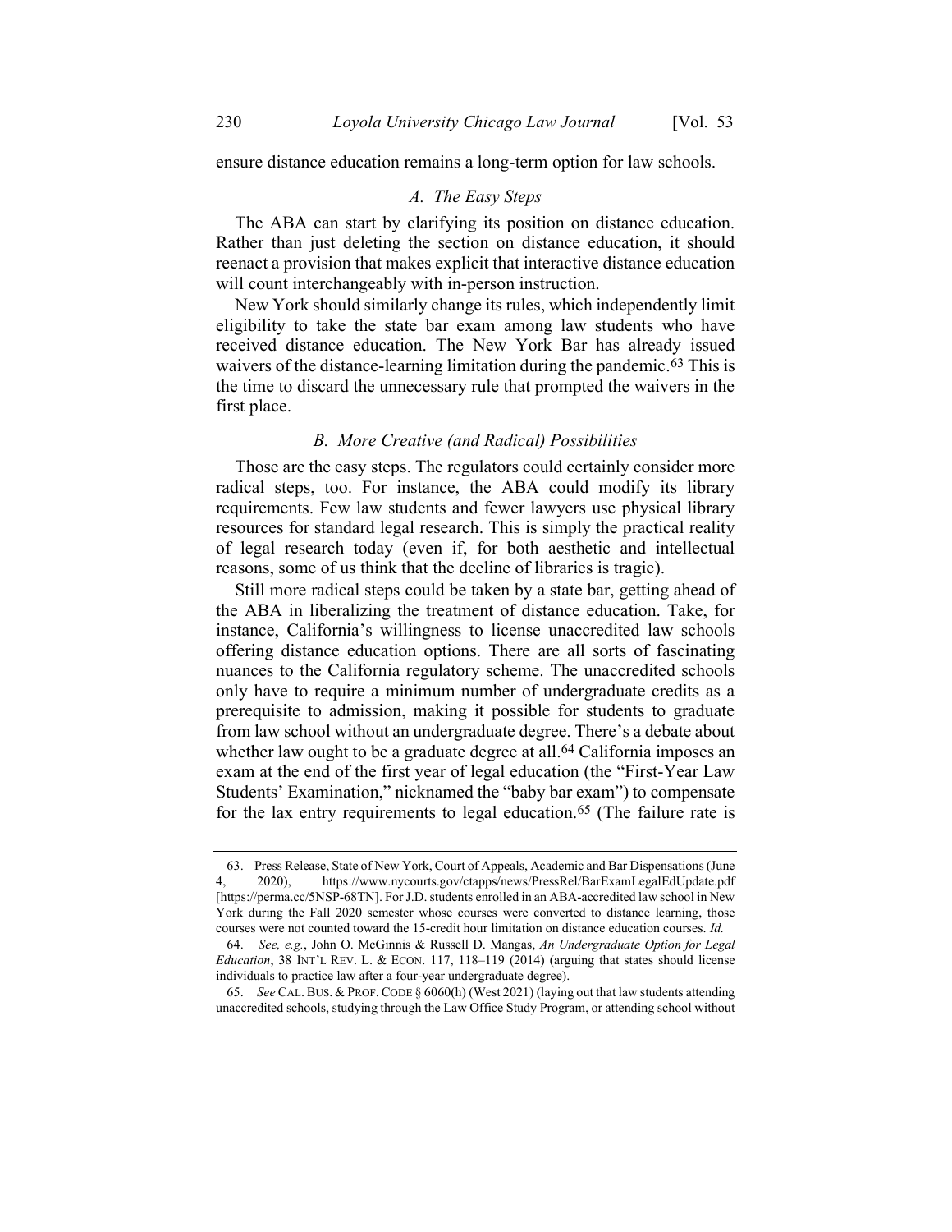ensure distance education remains a long-term option for law schools.

### *A. The Easy Steps*

The ABA can start by clarifying its position on distance education. Rather than just deleting the section on distance education, it should reenact a provision that makes explicit that interactive distance education will count interchangeably with in-person instruction.

New York should similarly change its rules, which independently limit eligibility to take the state bar exam among law students who have received distance education. The New York Bar has already issued waivers of the distance-learning limitation during the pandemic.[63] This is the time to discard the unnecessary rule that prompted the waivers in the first place.

### *B. More Creative (and Radical) Possibilities*

Those are the easy steps. The regulators could certainly consider more radical steps, too. For instance, the ABA could modify its library requirements. Few law students and fewer lawyers use physical library resources for standard legal research. This is simply the practical reality of legal research today (even if, for both aesthetic and intellectual reasons, some of us think that the decline of libraries is tragic).

Still more radical steps could be taken by a state bar, getting ahead of the ABA in liberalizing the treatment of distance education. Take, for instance, California's willingness to license unaccredited law schools offering distance education options. There are all sorts of fascinating nuances to the California regulatory scheme. The unaccredited schools only have to require a minimum number of undergraduate credits as a prerequisite to admission, making it possible for students to graduate from law school without an undergraduate degree. There's a debate about whether law ought to be a graduate degree at all.[64] California imposes an exam at the end of the first year of legal education (the "First-Year Law Students' Examination," nicknamed the "baby bar exam") to compensate for the lax entry requirements to legal education.[65] (The failure rate is

---

63. Press Release, State of New York, Court of Appeals, Academic and Bar Dispensations (June 4, 2020), https://www.nycourts.gov/ctapps/news/PressRel/BarExamLegalEdUpdate.pdf [https://perma.cc/5NSP-68TN]. For J.D. students enrolled in an ABA-accredited law school in New York during the Fall 2020 semester whose courses were converted to distance learning, those courses were not counted toward the 15-credit hour limitation on distance education courses. *Id.*

64. *See, e.g.*, John O. McGinnis & Russell D. Mangas, *An Undergraduate Option for Legal Education*, 38 INT'L REV. L. & ECON. 117, 118–119 (2014) (arguing that states should license individuals to practice law after a four-year undergraduate degree).

65. *See* CAL. BUS. & PROF. CODE § 6060(h) (West 2021) (laying out that law students attending unaccredited schools, studying through the Law Office Study Program, or attending school without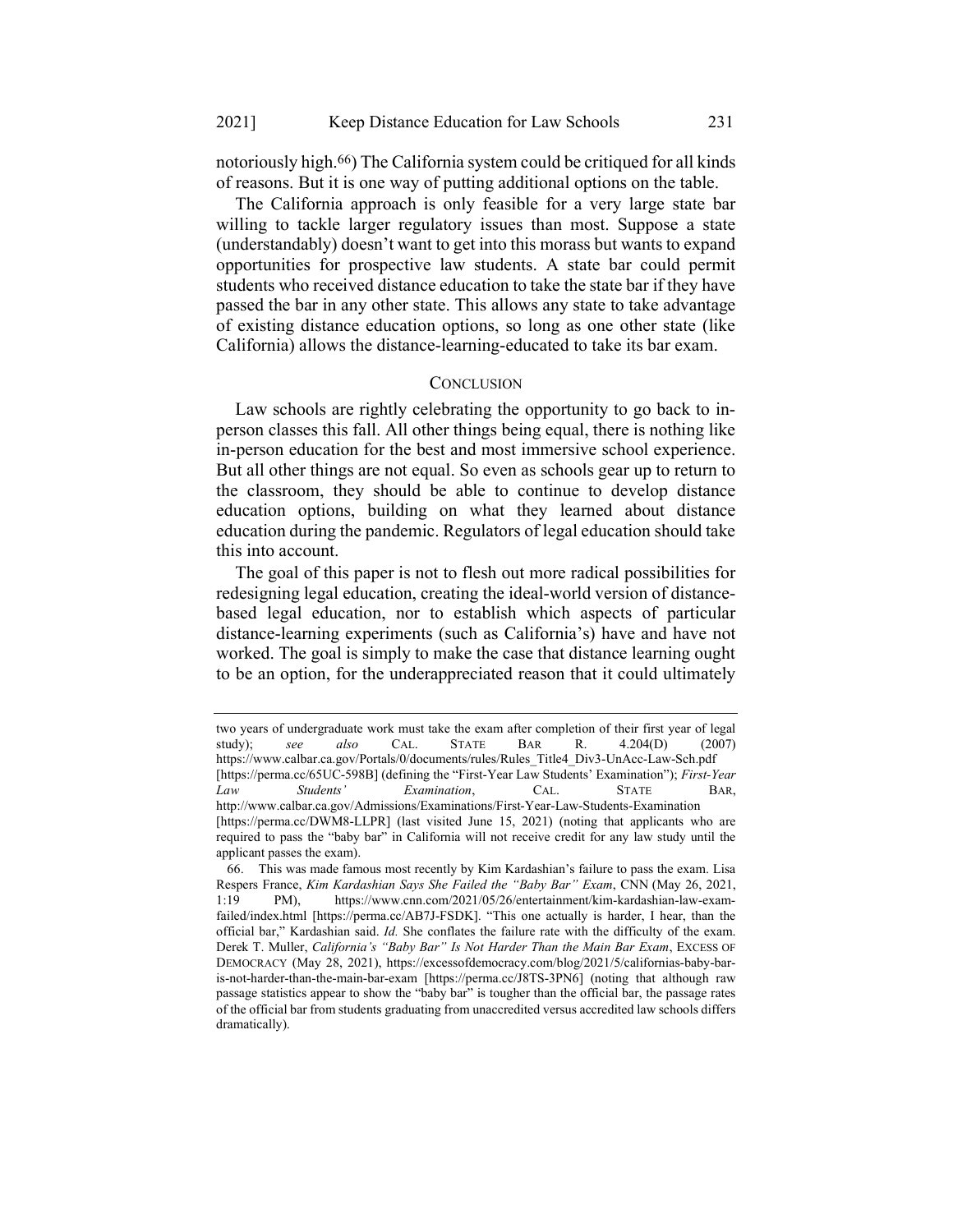notoriously high.[66]) The California system could be critiqued for all kinds of reasons. But it is one way of putting additional options on the table.

The California approach is only feasible for a very large state bar willing to tackle larger regulatory issues than most. Suppose a state (understandably) doesn't want to get into this morass but wants to expand opportunities for prospective law students. A state bar could permit students who received distance education to take the state bar if they have passed the bar in any other state. This allows any state to take advantage of existing distance education options, so long as one other state (like California) allows the distance-learning-educated to take its bar exam.

## CONCLUSION

Law schools are rightly celebrating the opportunity to go back to in-person classes this fall. All other things being equal, there is nothing like in-person education for the best and most immersive school experience. But all other things are not equal. So even as schools gear up to return to the classroom, they should be able to continue to develop distance education options, building on what they learned about distance education during the pandemic. Regulators of legal education should take this into account.

The goal of this paper is not to flesh out more radical possibilities for redesigning legal education, creating the ideal-world version of distance-based legal education, nor to establish which aspects of particular distance-learning experiments (such as California's) have and have not worked. The goal is simply to make the case that distance learning ought to be an option, for the underappreciated reason that it could ultimately

---

two years of undergraduate work must take the exam after completion of their first year of legal study); *see also* CAL. STATE BAR R. 4.204(D) (2007) https://www.calbar.ca.gov/Portals/0/documents/rules/Rules_Title4_Div3-UnAcc-Law-Sch.pdf [https://perma.cc/65UC-598B] (defining the "First-Year Law Students' Examination"); *First-Year Law Students' Examination*, CAL. STATE BAR, http://www.calbar.ca.gov/Admissions/Examinations/First-Year-Law-Students-Examination [https://perma.cc/DWM8-LLPR] (last visited June 15, 2021) (noting that applicants who are required to pass the "baby bar" in California will not receive credit for any law study until the applicant passes the exam).

66. This was made famous most recently by Kim Kardashian's failure to pass the exam. Lisa Respers France, *Kim Kardashian Says She Failed the "Baby Bar" Exam*, CNN (May 26, 2021, 1:19 PM), https://www.cnn.com/2021/05/26/entertainment/kim-kardashian-law-exam-failed/index.html [https://perma.cc/AB7J-FSDK]. "This one actually is harder, I hear, than the official bar," Kardashian said. *Id.* She conflates the failure rate with the difficulty of the exam. Derek T. Muller, *California's "Baby Bar" Is Not Harder Than the Main Bar Exam*, EXCESS OF DEMOCRACY (May 28, 2021), https://excessofdemocracy.com/blog/2021/5/californias-baby-bar-is-not-harder-than-the-main-bar-exam [https://perma.cc/J8TS-3PN6] (noting that although raw passage statistics appear to show the "baby bar" is tougher than the official bar, the passage rates of the official bar from students graduating from unaccredited versus accredited law schools differs dramatically).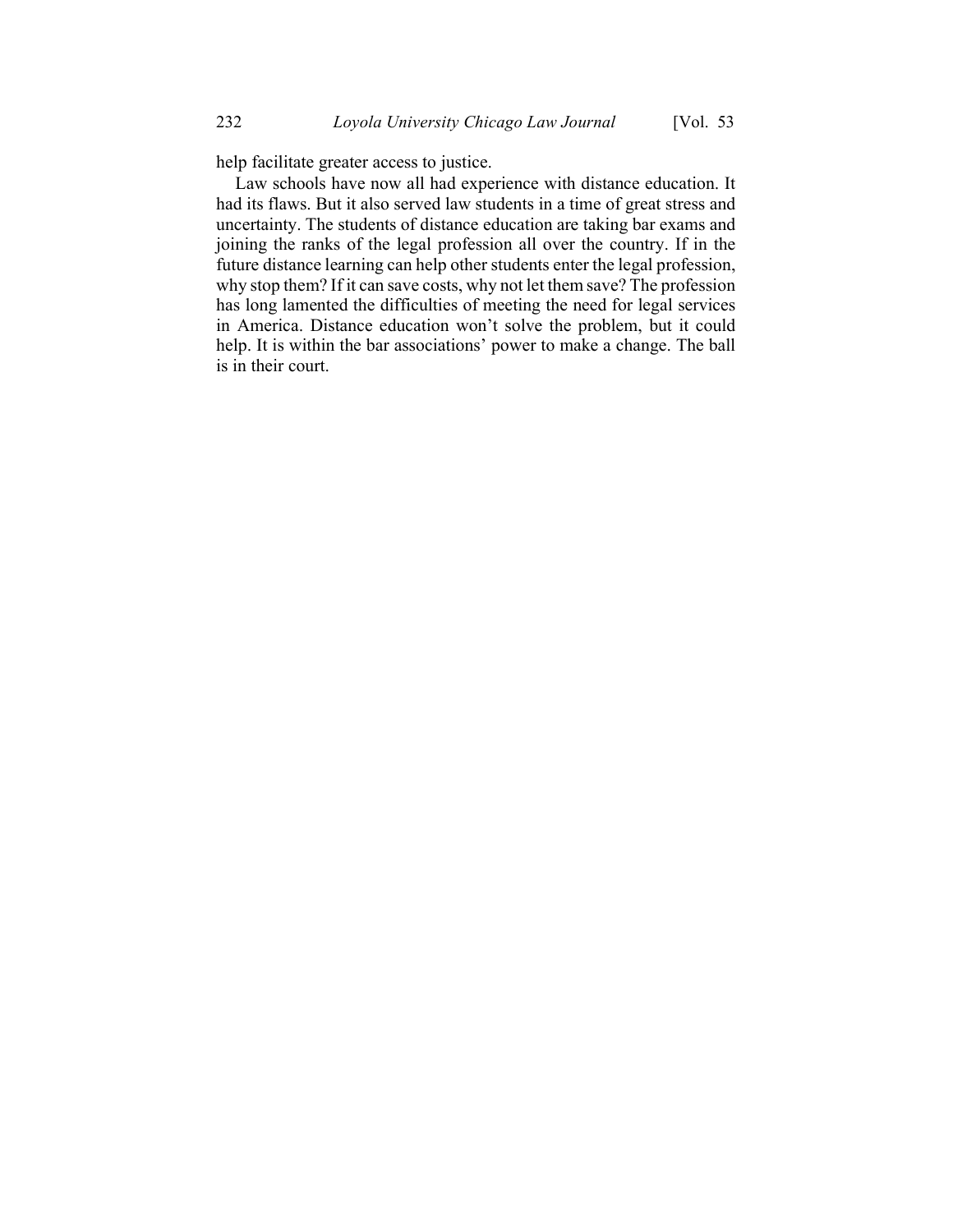help facilitate greater access to justice.

Law schools have now all had experience with distance education. It had its flaws. But it also served law students in a time of great stress and uncertainty. The students of distance education are taking bar exams and joining the ranks of the legal profession all over the country. If in the future distance learning can help other students enter the legal profession, why stop them? If it can save costs, why not let them save? The profession has long lamented the difficulties of meeting the need for legal services in America. Distance education won't solve the problem, but it could help. It is within the bar associations' power to make a change. The ball is in their court.